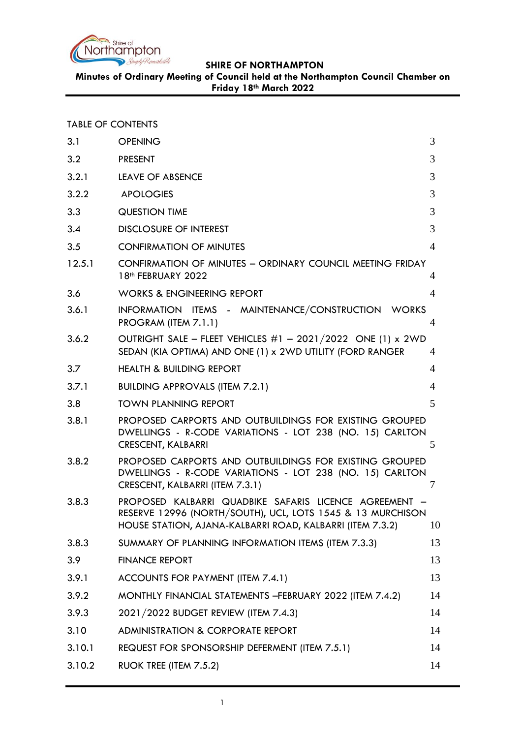**SHIRE OF NORTHAMPTON**

**Minutes of Ordinary Meeting of Council held at the Northampton Council Chamber on Friday 18th March 2022**

TABLE OF CONTENTS

| | | |
|---|---|---|
| 3.1 | OPENING | 3 |
| 3.2 | PRESENT | 3 |
| 3.2.1 | LEAVE OF ABSENCE | 3 |
| 3.2.2 | APOLOGIES | 3 |
| 3.3 | QUESTION TIME | 3 |
| 3.4 | DISCLOSURE OF INTEREST | 3 |
| 3.5 | CONFIRMATION OF MINUTES | 4 |
| 12.5.1 | CONFIRMATION OF MINUTES – ORDINARY COUNCIL MEETING FRIDAY 18th FEBRUARY 2022 | 4 |
| 3.6 | WORKS & ENGINEERING REPORT | 4 |
| 3.6.1 | INFORMATION ITEMS - MAINTENANCE/CONSTRUCTION WORKS PROGRAM (ITEM 7.1.1) | 4 |
| 3.6.2 | OUTRIGHT SALE – FLEET VEHICLES #1 – 2021/2022 ONE (1) x 2WD SEDAN (KIA OPTIMA) AND ONE (1) x 2WD UTILITY (FORD RANGER | 4 |
| 3.7 | HEALTH & BUILDING REPORT | 4 |
| 3.7.1 | BUILDING APPROVALS (ITEM 7.2.1) | 4 |
| 3.8 | TOWN PLANNING REPORT | 5 |
| 3.8.1 | PROPOSED CARPORTS AND OUTBUILDINGS FOR EXISTING GROUPED DWELLINGS - R-CODE VARIATIONS - LOT 238 (NO. 15) CARLTON CRESCENT, KALBARRI | 5 |
| 3.8.2 | PROPOSED CARPORTS AND OUTBUILDINGS FOR EXISTING GROUPED DWELLINGS - R-CODE VARIATIONS - LOT 238 (NO. 15) CARLTON CRESCENT, KALBARRI (ITEM 7.3.1) | 7 |
| 3.8.3 | PROPOSED KALBARRI QUADBIKE SAFARIS LICENCE AGREEMENT – RESERVE 12996 (NORTH/SOUTH), UCL, LOTS 1545 & 13 MURCHISON HOUSE STATION, AJANA-KALBARRI ROAD, KALBARRI (ITEM 7.3.2) | 10 |
| 3.8.3 | SUMMARY OF PLANNING INFORMATION ITEMS (ITEM 7.3.3) | 13 |
| 3.9 | FINANCE REPORT | 13 |
| 3.9.1 | ACCOUNTS FOR PAYMENT (ITEM 7.4.1) | 13 |
| 3.9.2 | MONTHLY FINANCIAL STATEMENTS –FEBRUARY 2022 (ITEM 7.4.2) | 14 |
| 3.9.3 | 2021/2022 BUDGET REVIEW (ITEM 7.4.3) | 14 |
| 3.10 | ADMINISTRATION & CORPORATE REPORT | 14 |
| 3.10.1 | REQUEST FOR SPONSORSHIP DEFERMENT (ITEM 7.5.1) | 14 |
| 3.10.2 | RUOK TREE (ITEM 7.5.2) | 14 |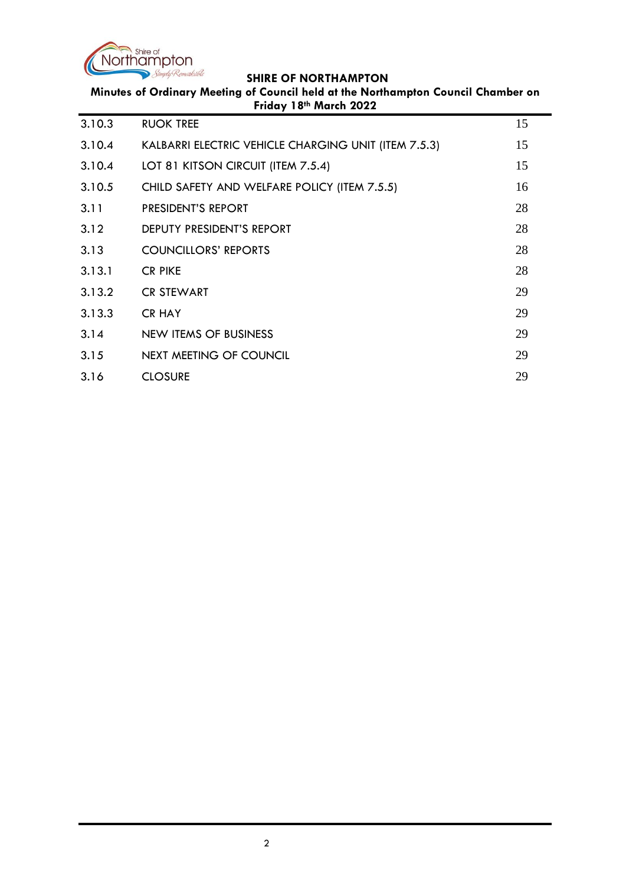| | | |
|---|---|---|
| 3.10.3 | RUOK TREE | 15 |
| 3.10.4 | KALBARRI ELECTRIC VEHICLE CHARGING UNIT (ITEM 7.5.3) | 15 |
| 3.10.4 | LOT 81 KITSON CIRCUIT (ITEM 7.5.4) | 15 |
| 3.10.5 | CHILD SAFETY AND WELFARE POLICY (ITEM 7.5.5) | 16 |
| 3.11 | PRESIDENT'S REPORT | 28 |
| 3.12 | DEPUTY PRESIDENT'S REPORT | 28 |
| 3.13 | COUNCILLORS' REPORTS | 28 |
| 3.13.1 | CR PIKE | 28 |
| 3.13.2 | CR STEWART | 29 |
| 3.13.3 | CR HAY | 29 |
| 3.14 | NEW ITEMS OF BUSINESS | 29 |
| 3.15 | NEXT MEETING OF COUNCIL | 29 |
| 3.16 | CLOSURE | 29 |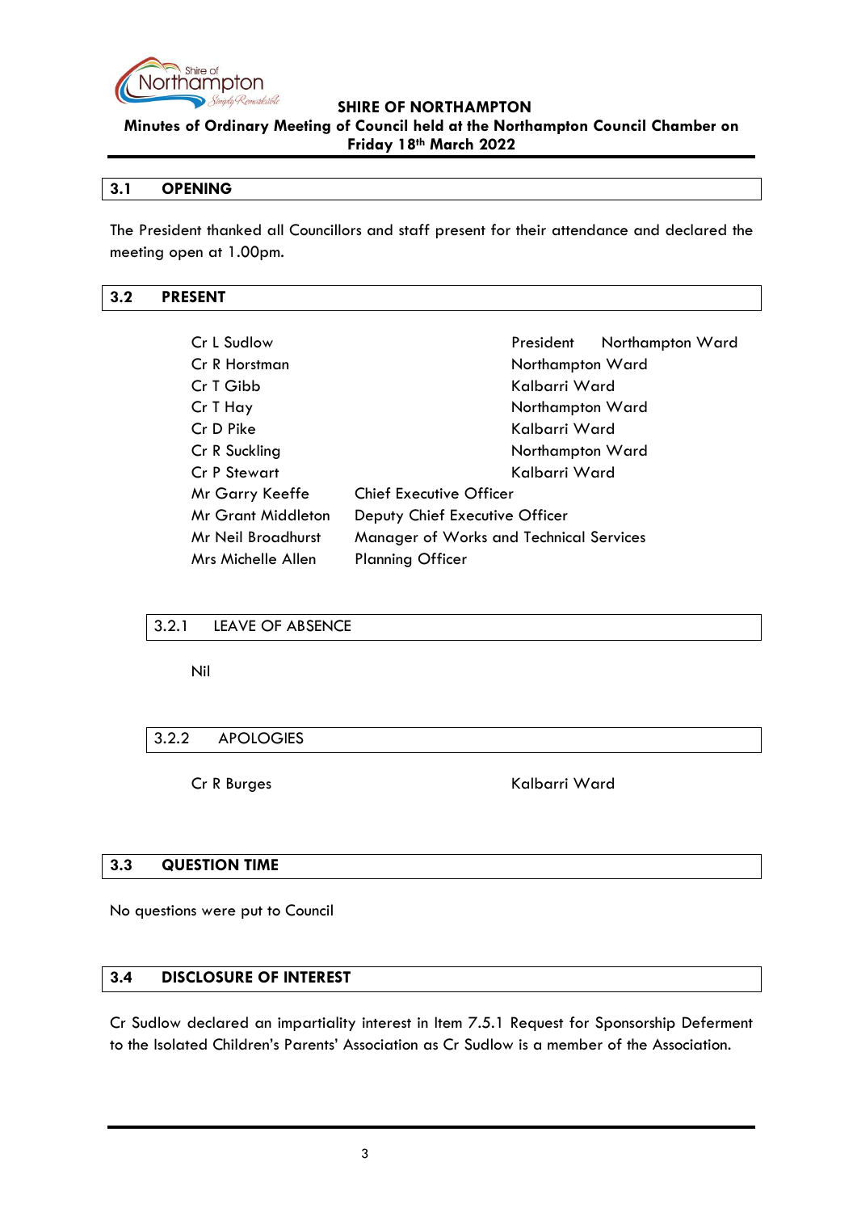# 3.1 OPENING

The President thanked all Councillors and staff present for their attendance and declared the meeting open at 1.00pm.

# 3.2 PRESENT

| | | |
|---|---|---|
| Cr L Sudlow | President | Northampton Ward |
| Cr R Horstman | | Northampton Ward |
| Cr T Gibb | | Kalbarri Ward |
| Cr T Hay | | Northampton Ward |
| Cr D Pike | | Kalbarri Ward |
| Cr R Suckling | | Northampton Ward |
| Cr P Stewart | | Kalbarri Ward |
| Mr Garry Keeffe | Chief Executive Officer | |
| Mr Grant Middleton | Deputy Chief Executive Officer | |
| Mr Neil Broadhurst | Manager of Works and Technical Services | |
| Mrs Michelle Allen | Planning Officer | |

## 3.2.1 LEAVE OF ABSENCE

Nil

## 3.2.2 APOLOGIES

Cr R Burges Kalbarri Ward

# 3.3 QUESTION TIME

No questions were put to Council

# 3.4 DISCLOSURE OF INTEREST

Cr Sudlow declared an impartiality interest in Item 7.5.1 Request for Sponsorship Deferment to the Isolated Children's Parents' Association as Cr Sudlow is a member of the Association.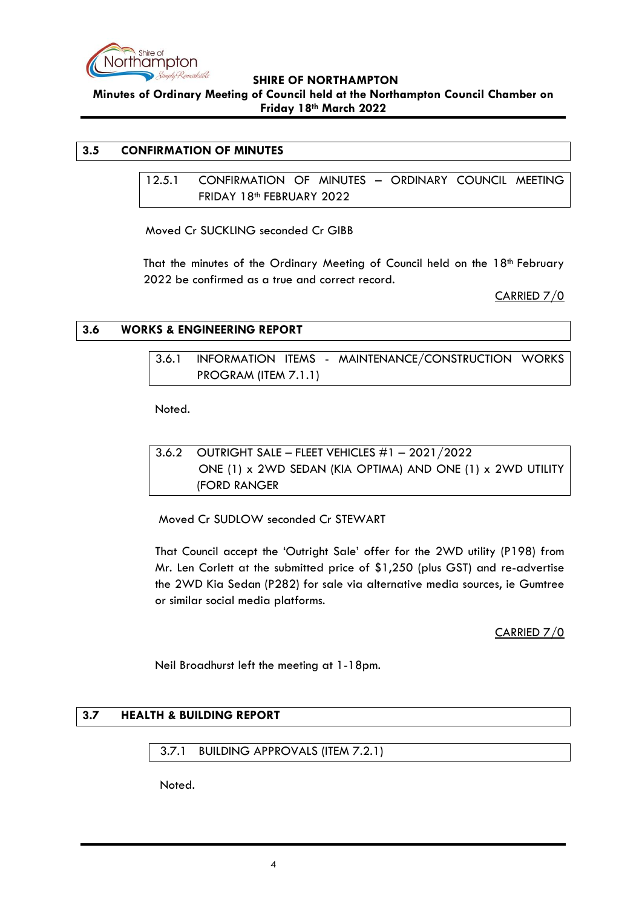## 3.5 CONFIRMATION OF MINUTES

### 12.5.1 CONFIRMATION OF MINUTES – ORDINARY COUNCIL MEETING FRIDAY 18th FEBRUARY 2022

Moved Cr SUCKLING seconded Cr GIBB

That the minutes of the Ordinary Meeting of Council held on the 18th February 2022 be confirmed as a true and correct record.

CARRIED 7/0

## 3.6 WORKS & ENGINEERING REPORT

### 3.6.1 INFORMATION ITEMS - MAINTENANCE/CONSTRUCTION WORKS PROGRAM (ITEM 7.1.1)

Noted.

### 3.6.2 OUTRIGHT SALE – FLEET VEHICLES #1 – 2021/2022 ONE (1) x 2WD SEDAN (KIA OPTIMA) AND ONE (1) x 2WD UTILITY (FORD RANGER

Moved Cr SUDLOW seconded Cr STEWART

That Council accept the 'Outright Sale' offer for the 2WD utility (P198) from Mr. Len Corlett at the submitted price of $1,250 (plus GST) and re-advertise the 2WD Kia Sedan (P282) for sale via alternative media sources, ie Gumtree or similar social media platforms.

CARRIED 7/0

Neil Broadhurst left the meeting at 1-18pm.

## 3.7 HEALTH & BUILDING REPORT

### 3.7.1 BUILDING APPROVALS (ITEM 7.2.1)

Noted.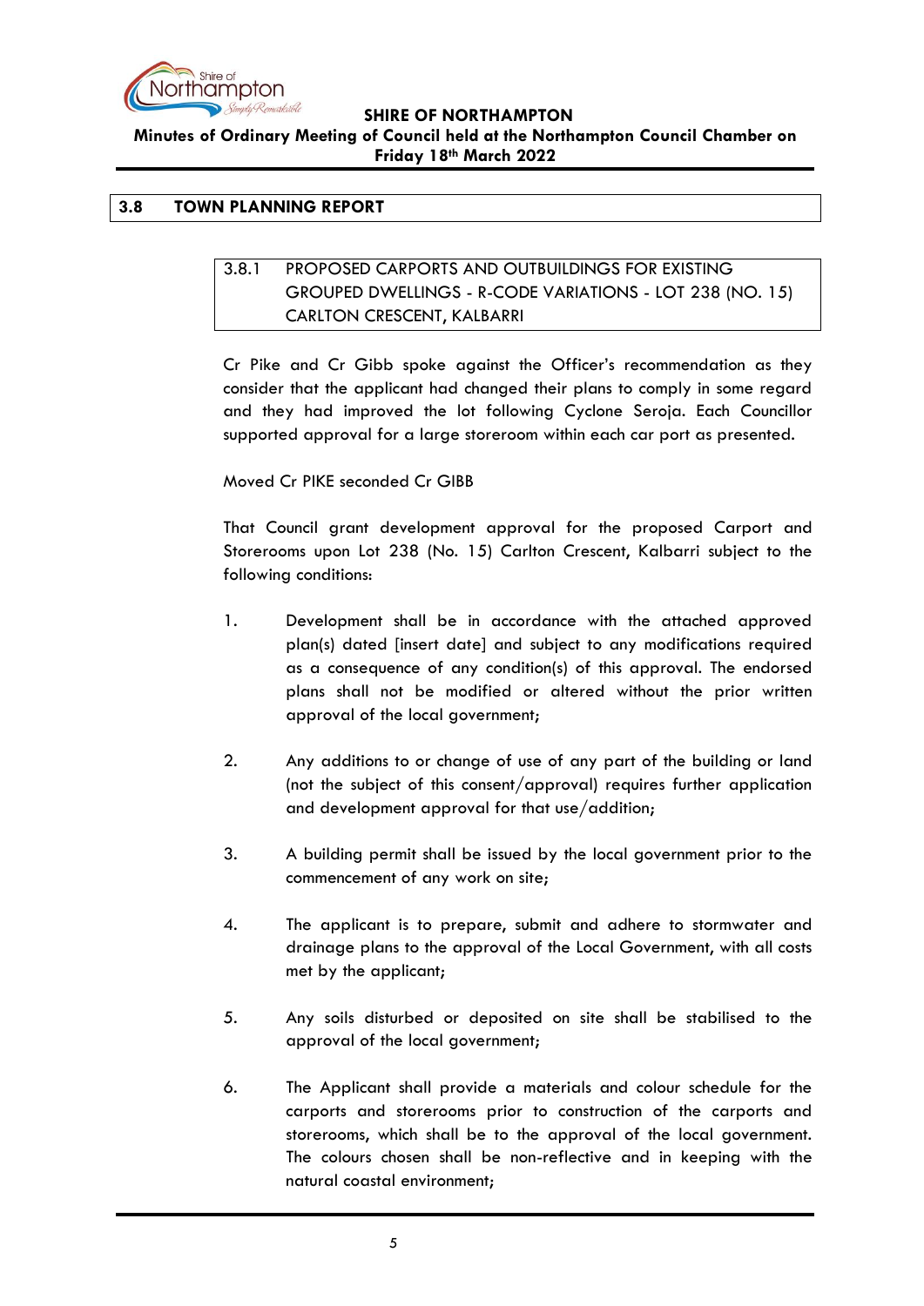## 3.8 TOWN PLANNING REPORT

### 3.8.1 PROPOSED CARPORTS AND OUTBUILDINGS FOR EXISTING GROUPED DWELLINGS - R-CODE VARIATIONS - LOT 238 (NO. 15) CARLTON CRESCENT, KALBARRI

Cr Pike and Cr Gibb spoke against the Officer's recommendation as they consider that the applicant had changed their plans to comply in some regard and they had improved the lot following Cyclone Seroja. Each Councillor supported approval for a large storeroom within each car port as presented.

Moved Cr PIKE seconded Cr GIBB

That Council grant development approval for the proposed Carport and Storerooms upon Lot 238 (No. 15) Carlton Crescent, Kalbarri subject to the following conditions:

1. Development shall be in accordance with the attached approved plan(s) dated [insert date] and subject to any modifications required as a consequence of any condition(s) of this approval. The endorsed plans shall not be modified or altered without the prior written approval of the local government;

2. Any additions to or change of use of any part of the building or land (not the subject of this consent/approval) requires further application and development approval for that use/addition;

3. A building permit shall be issued by the local government prior to the commencement of any work on site;

4. The applicant is to prepare, submit and adhere to stormwater and drainage plans to the approval of the Local Government, with all costs met by the applicant;

5. Any soils disturbed or deposited on site shall be stabilised to the approval of the local government;

6. The Applicant shall provide a materials and colour schedule for the carports and storerooms prior to construction of the carports and storerooms, which shall be to the approval of the local government. The colours chosen shall be non-reflective and in keeping with the natural coastal environment;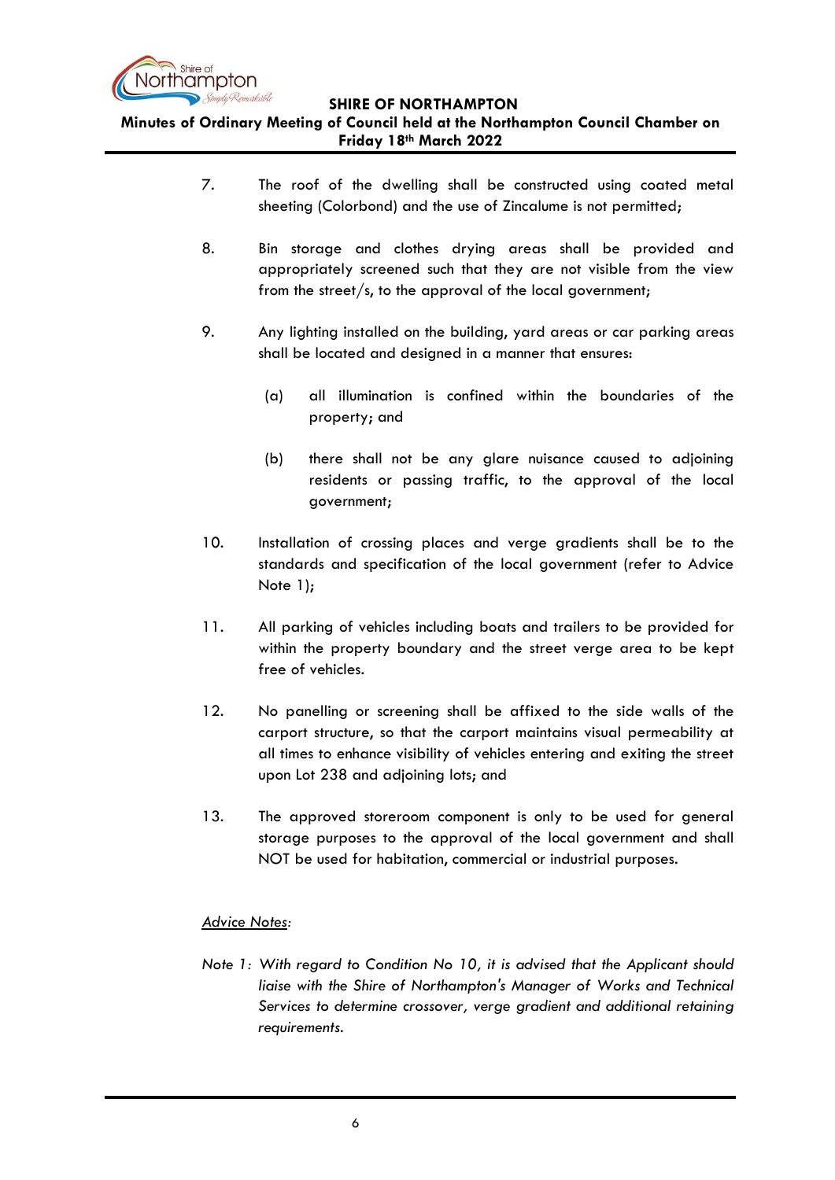7. The roof of the dwelling shall be constructed using coated metal sheeting (Colorbond) and the use of Zincalume is not permitted;

8. Bin storage and clothes drying areas shall be provided and appropriately screened such that they are not visible from the view from the street/s, to the approval of the local government;

9. Any lighting installed on the building, yard areas or car parking areas shall be located and designed in a manner that ensures:

   (a) all illumination is confined within the boundaries of the property; and

   (b) there shall not be any glare nuisance caused to adjoining residents or passing traffic, to the approval of the local government;

10. Installation of crossing places and verge gradients shall be to the standards and specification of the local government (refer to Advice Note 1);

11. All parking of vehicles including boats and trailers to be provided for within the property boundary and the street verge area to be kept free of vehicles.

12. No panelling or screening shall be affixed to the side walls of the carport structure, so that the carport maintains visual permeability at all times to enhance visibility of vehicles entering and exiting the street upon Lot 238 and adjoining lots; and

13. The approved storeroom component is only to be used for general storage purposes to the approval of the local government and shall NOT be used for habitation, commercial or industrial purposes.

<u>*Advice Notes*</u>:

*Note 1: With regard to Condition No 10, it is advised that the Applicant should liaise with the Shire of Northampton's Manager of Works and Technical Services to determine crossover, verge gradient and additional retaining requirements.*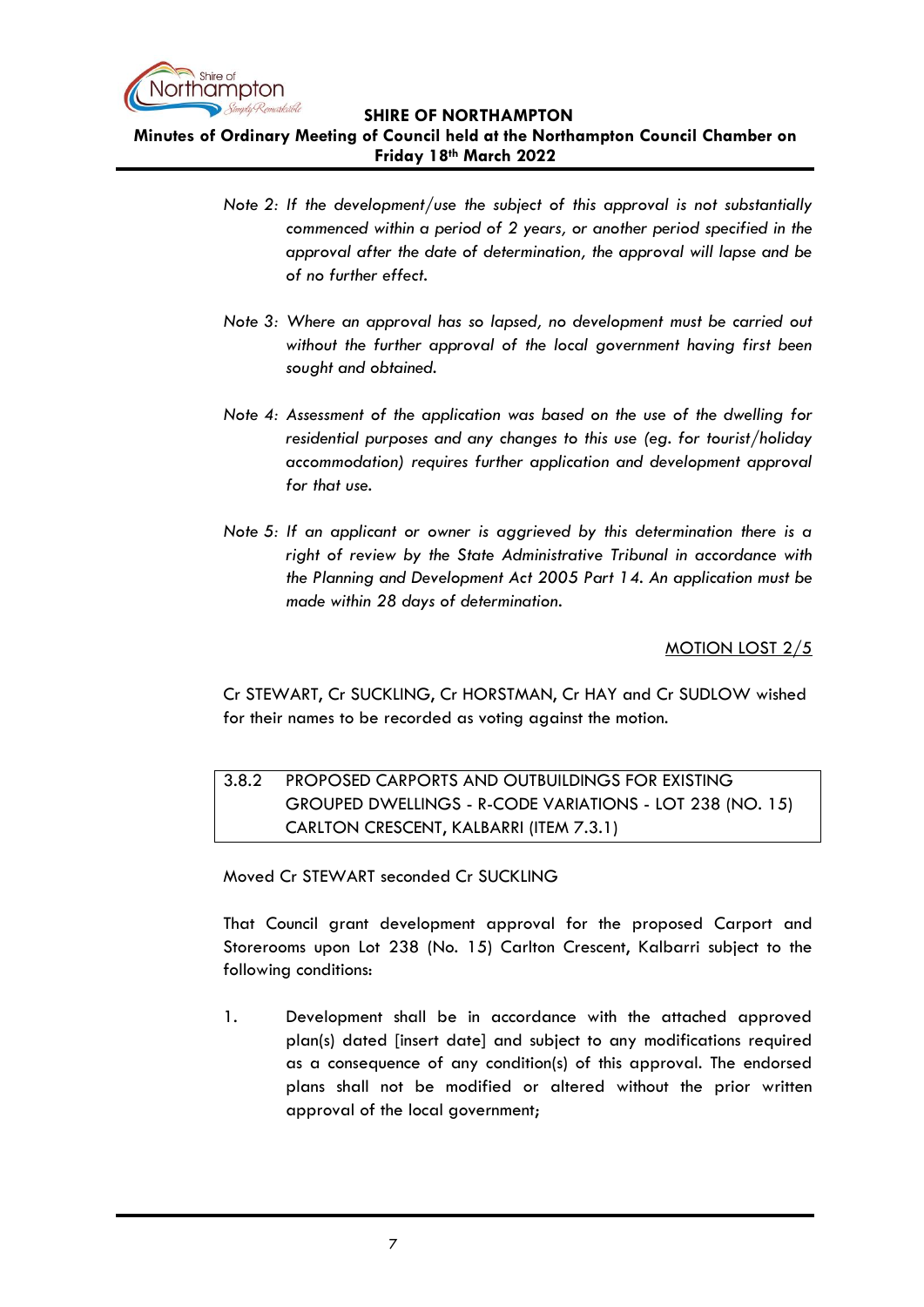*Note 2: If the development/use the subject of this approval is not substantially commenced within a period of 2 years, or another period specified in the approval after the date of determination, the approval will lapse and be of no further effect.*

*Note 3: Where an approval has so lapsed, no development must be carried out without the further approval of the local government having first been sought and obtained.*

*Note 4: Assessment of the application was based on the use of the dwelling for residential purposes and any changes to this use (eg. for tourist/holiday accommodation) requires further application and development approval for that use.*

*Note 5: If an applicant or owner is aggrieved by this determination there is a right of review by the State Administrative Tribunal in accordance with the Planning and Development Act 2005 Part 14. An application must be made within 28 days of determination.*

MOTION LOST 2/5

Cr STEWART, Cr SUCKLING, Cr HORSTMAN, Cr HAY and Cr SUDLOW wished for their names to be recorded as voting against the motion.

### 3.8.2 PROPOSED CARPORTS AND OUTBUILDINGS FOR EXISTING GROUPED DWELLINGS - R-CODE VARIATIONS - LOT 238 (NO. 15) CARLTON CRESCENT, KALBARRI (ITEM 7.3.1)

Moved Cr STEWART seconded Cr SUCKLING

That Council grant development approval for the proposed Carport and Storerooms upon Lot 238 (No. 15) Carlton Crescent, Kalbarri subject to the following conditions:

1. Development shall be in accordance with the attached approved plan(s) dated [insert date] and subject to any modifications required as a consequence of any condition(s) of this approval. The endorsed plans shall not be modified or altered without the prior written approval of the local government;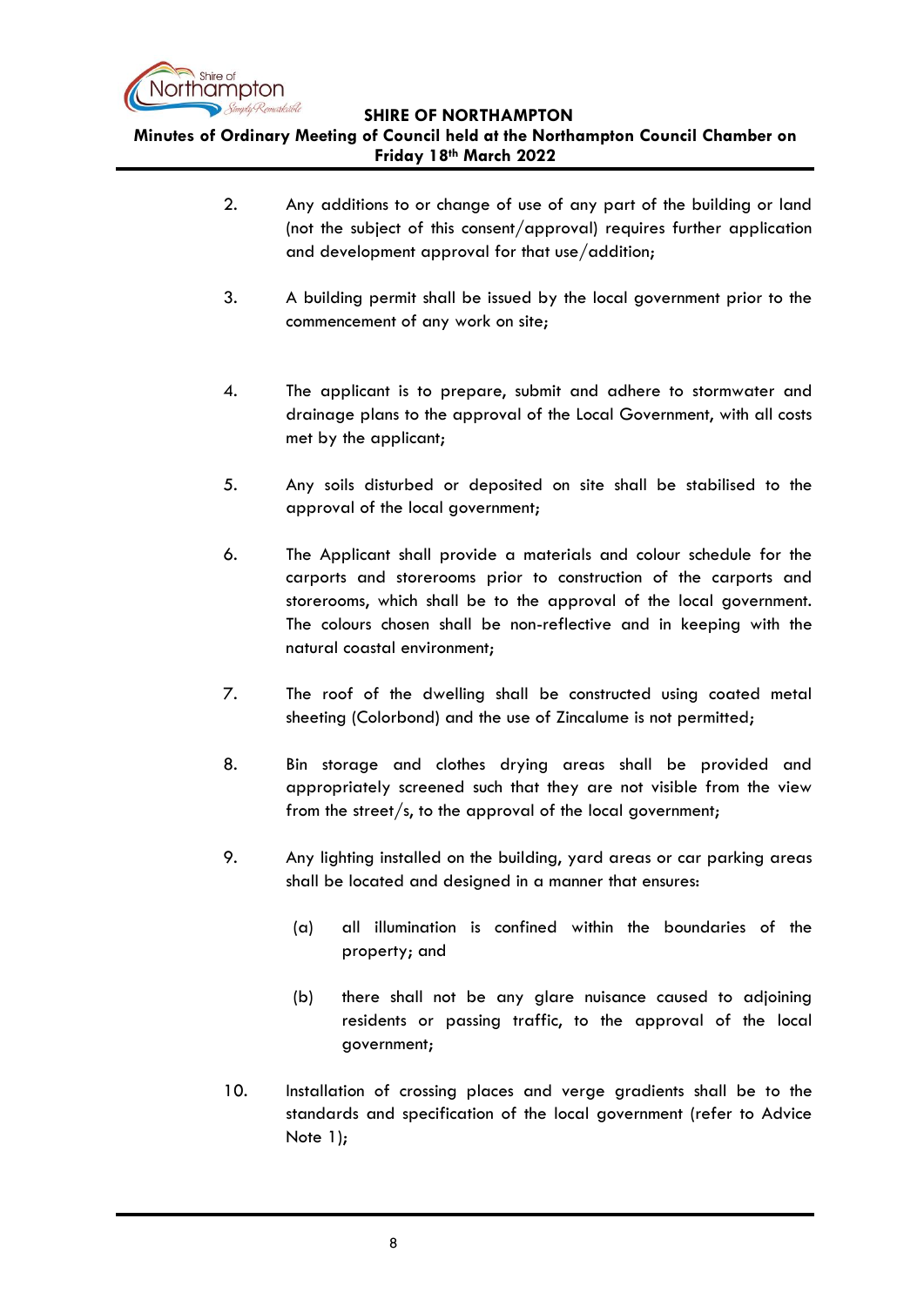2. Any additions to or change of use of any part of the building or land (not the subject of this consent/approval) requires further application and development approval for that use/addition;

3. A building permit shall be issued by the local government prior to the commencement of any work on site;

4. The applicant is to prepare, submit and adhere to stormwater and drainage plans to the approval of the Local Government, with all costs met by the applicant;

5. Any soils disturbed or deposited on site shall be stabilised to the approval of the local government;

6. The Applicant shall provide a materials and colour schedule for the carports and storerooms prior to construction of the carports and storerooms, which shall be to the approval of the local government. The colours chosen shall be non-reflective and in keeping with the natural coastal environment;

7. The roof of the dwelling shall be constructed using coated metal sheeting (Colorbond) and the use of Zincalume is not permitted;

8. Bin storage and clothes drying areas shall be provided and appropriately screened such that they are not visible from the view from the street/s, to the approval of the local government;

9. Any lighting installed on the building, yard areas or car parking areas shall be located and designed in a manner that ensures:

   (a) all illumination is confined within the boundaries of the property; and

   (b) there shall not be any glare nuisance caused to adjoining residents or passing traffic, to the approval of the local government;

10. Installation of crossing places and verge gradients shall be to the standards and specification of the local government (refer to Advice Note 1);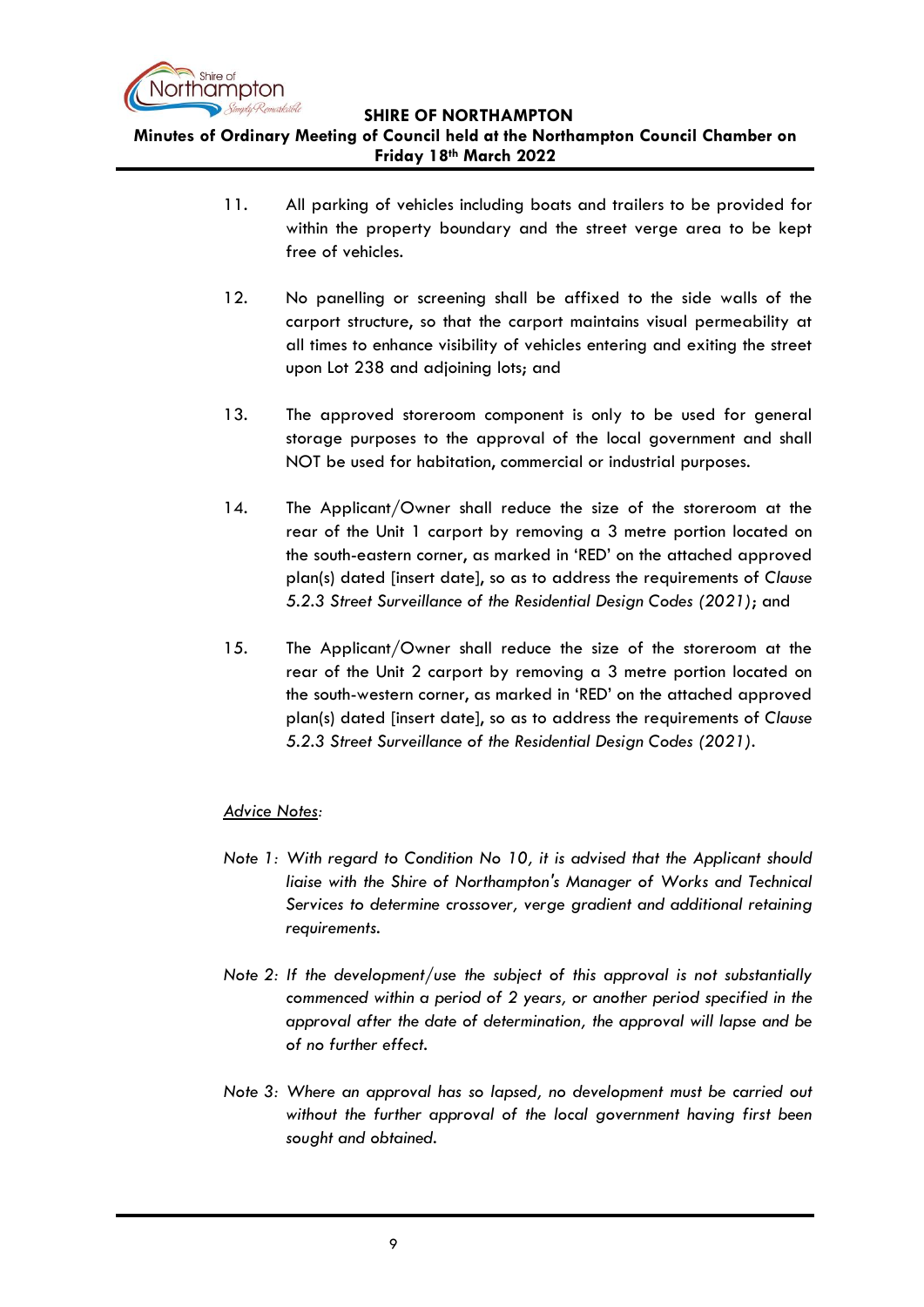11. All parking of vehicles including boats and trailers to be provided for within the property boundary and the street verge area to be kept free of vehicles.

12. No panelling or screening shall be affixed to the side walls of the carport structure, so that the carport maintains visual permeability at all times to enhance visibility of vehicles entering and exiting the street upon Lot 238 and adjoining lots; and

13. The approved storeroom component is only to be used for general storage purposes to the approval of the local government and shall NOT be used for habitation, commercial or industrial purposes.

14. The Applicant/Owner shall reduce the size of the storeroom at the rear of the Unit 1 carport by removing a 3 metre portion located on the south-eastern corner, as marked in 'RED' on the attached approved plan(s) dated [insert date], so as to address the requirements of *Clause 5.2.3 Street Surveillance of the Residential Design Codes (2021)*; and

15. The Applicant/Owner shall reduce the size of the storeroom at the rear of the Unit 2 carport by removing a 3 metre portion located on the south-western corner, as marked in 'RED' on the attached approved plan(s) dated [insert date], so as to address the requirements of *Clause 5.2.3 Street Surveillance of the Residential Design Codes (2021)*.

*<u>Advice Notes</u>:*

*Note 1: With regard to Condition No 10, it is advised that the Applicant should liaise with the Shire of Northampton's Manager of Works and Technical Services to determine crossover, verge gradient and additional retaining requirements.*

*Note 2: If the development/use the subject of this approval is not substantially commenced within a period of 2 years, or another period specified in the approval after the date of determination, the approval will lapse and be of no further effect.*

*Note 3: Where an approval has so lapsed, no development must be carried out without the further approval of the local government having first been sought and obtained.*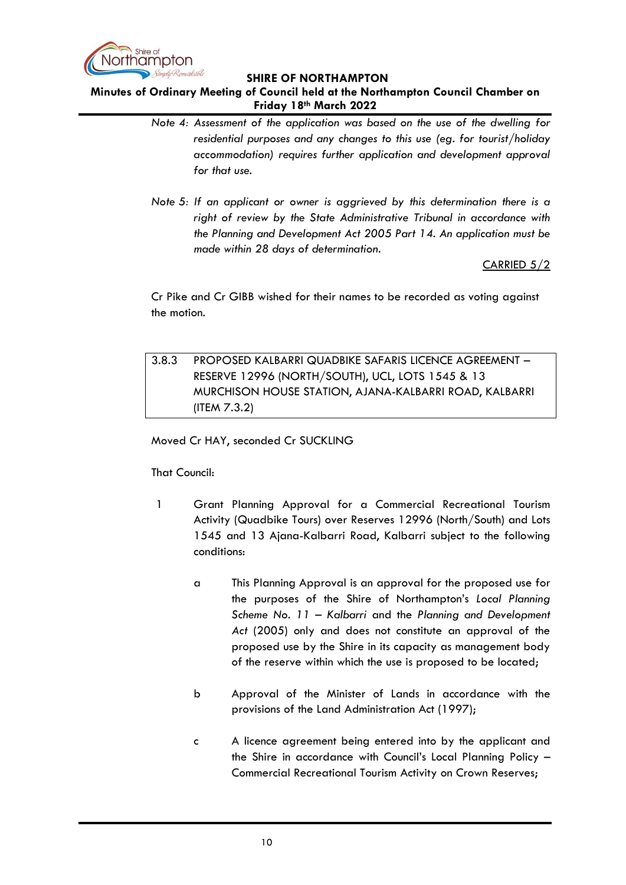*Note 4: Assessment of the application was based on the use of the dwelling for residential purposes and any changes to this use (eg. for tourist/holiday accommodation) requires further application and development approval for that use.*

*Note 5: If an applicant or owner is aggrieved by this determination there is a right of review by the State Administrative Tribunal in accordance with the Planning and Development Act 2005 Part 14. An application must be made within 28 days of determination.*

CARRIED 5/2

Cr Pike and Cr GIBB wished for their names to be recorded as voting against the motion.

### 3.8.3 PROPOSED KALBARRI QUADBIKE SAFARIS LICENCE AGREEMENT – RESERVE 12996 (NORTH/SOUTH), UCL, LOTS 1545 & 13 MURCHISON HOUSE STATION, AJANA-KALBARRI ROAD, KALBARRI (ITEM 7.3.2)

Moved Cr HAY, seconded Cr SUCKLING

That Council:

1 Grant Planning Approval for a Commercial Recreational Tourism Activity (Quadbike Tours) over Reserves 12996 (North/South) and Lots 1545 and 13 Ajana-Kalbarri Road, Kalbarri subject to the following conditions:

   a This Planning Approval is an approval for the proposed use for the purposes of the Shire of Northampton's *Local Planning Scheme No. 11 – Kalbarri* and the *Planning and Development Act* (2005) only and does not constitute an approval of the proposed use by the Shire in its capacity as management body of the reserve within which the use is proposed to be located;

   b Approval of the Minister of Lands in accordance with the provisions of the Land Administration Act (1997);

   c A licence agreement being entered into by the applicant and the Shire in accordance with Council's Local Planning Policy – Commercial Recreational Tourism Activity on Crown Reserves;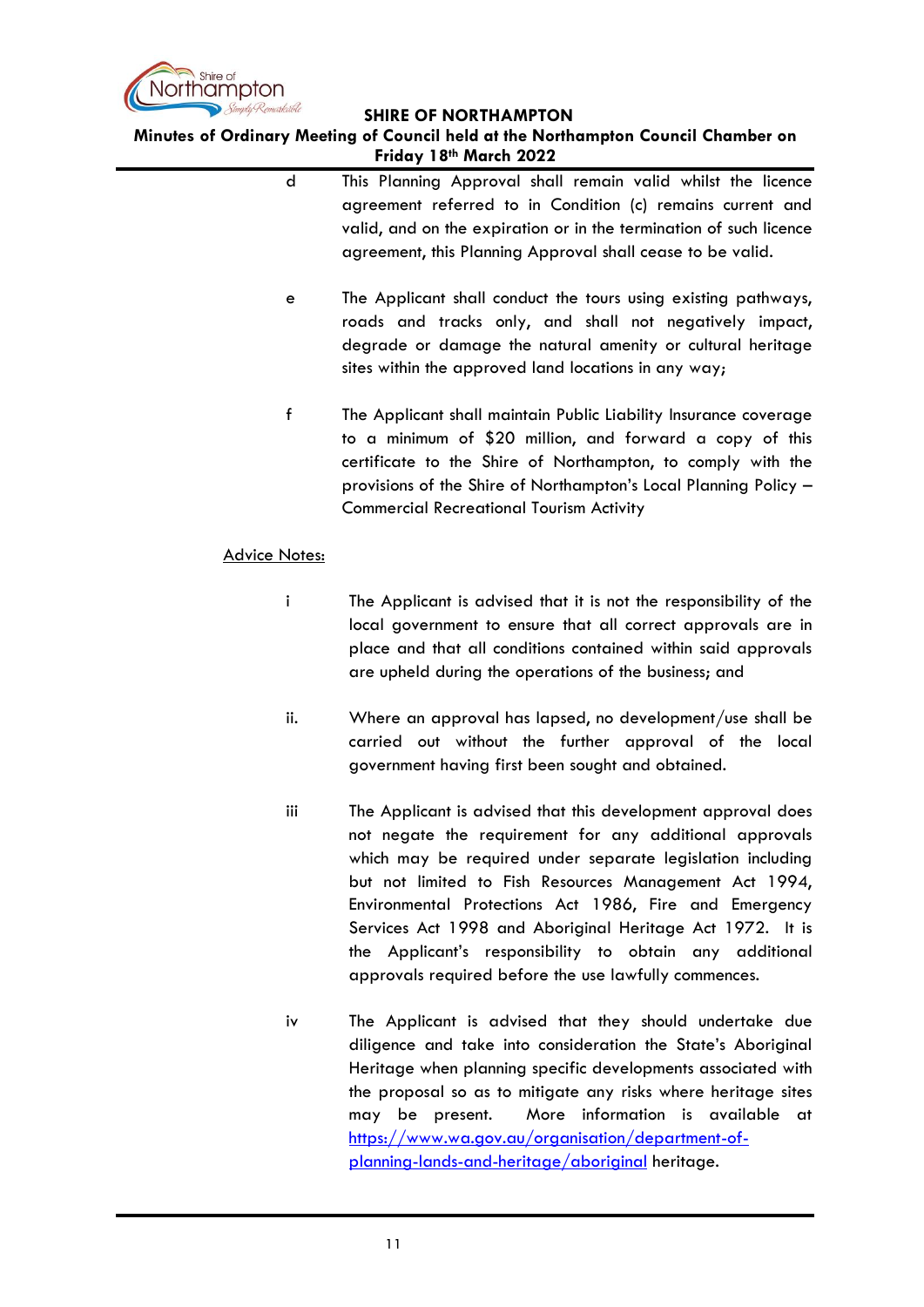d This Planning Approval shall remain valid whilst the licence agreement referred to in Condition (c) remains current and valid, and on the expiration or in the termination of such licence agreement, this Planning Approval shall cease to be valid.

e The Applicant shall conduct the tours using existing pathways, roads and tracks only, and shall not negatively impact, degrade or damage the natural amenity or cultural heritage sites within the approved land locations in any way;

f The Applicant shall maintain Public Liability Insurance coverage to a minimum of $20 million, and forward a copy of this certificate to the Shire of Northampton, to comply with the provisions of the Shire of Northampton's Local Planning Policy – Commercial Recreational Tourism Activity

<u>Advice Notes:</u>

i The Applicant is advised that it is not the responsibility of the local government to ensure that all correct approvals are in place and that all conditions contained within said approvals are upheld during the operations of the business; and

ii. Where an approval has lapsed, no development/use shall be carried out without the further approval of the local government having first been sought and obtained.

iii The Applicant is advised that this development approval does not negate the requirement for any additional approvals which may be required under separate legislation including but not limited to Fish Resources Management Act 1994, Environmental Protections Act 1986, Fire and Emergency Services Act 1998 and Aboriginal Heritage Act 1972. It is the Applicant's responsibility to obtain any additional approvals required before the use lawfully commences.

iv The Applicant is advised that they should undertake due diligence and take into consideration the State's Aboriginal Heritage when planning specific developments associated with the proposal so as to mitigate any risks where heritage sites may be present. More information is available at [https://www.wa.gov.au/organisation/department-of-planning-lands-and-heritage/aboriginal](https://www.wa.gov.au/organisation/department-of-planning-lands-and-heritage/aboriginal) heritage.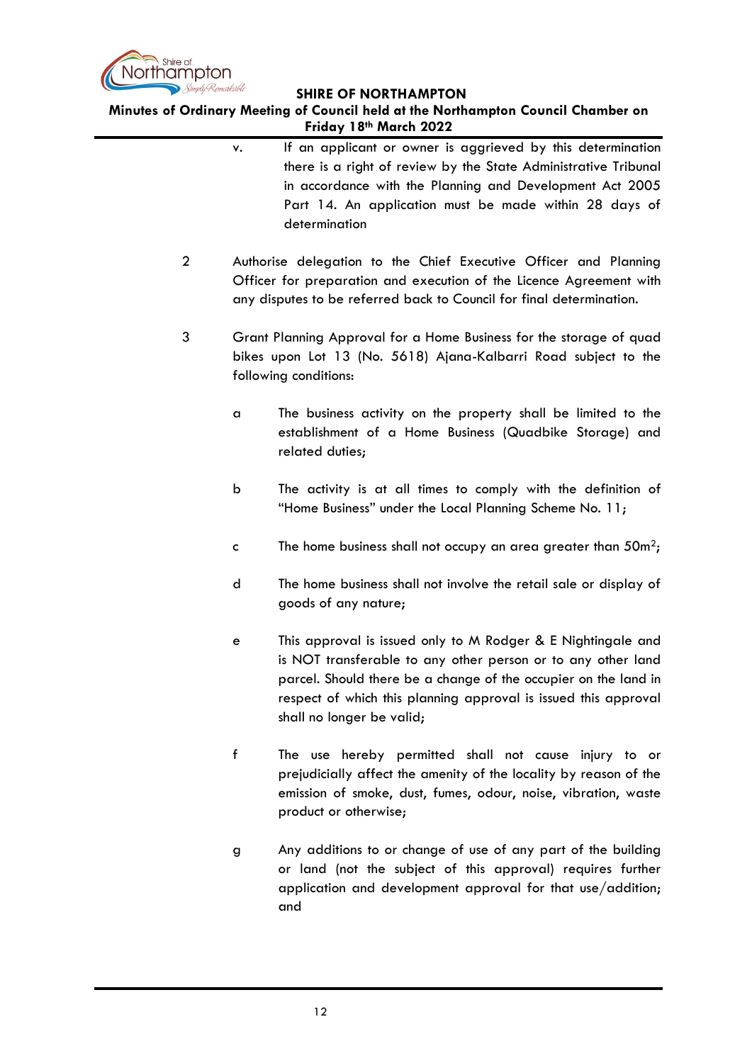v. If an applicant or owner is aggrieved by this determination there is a right of review by the State Administrative Tribunal in accordance with the Planning and Development Act 2005 Part 14. An application must be made within 28 days of determination

2 Authorise delegation to the Chief Executive Officer and Planning Officer for preparation and execution of the Licence Agreement with any disputes to be referred back to Council for final determination.

3 Grant Planning Approval for a Home Business for the storage of quad bikes upon Lot 13 (No. 5618) Ajana-Kalbarri Road subject to the following conditions:

a The business activity on the property shall be limited to the establishment of a Home Business (Quadbike Storage) and related duties;

b The activity is at all times to comply with the definition of "Home Business" under the Local Planning Scheme No. 11;

c The home business shall not occupy an area greater than 50m$^2$;

d The home business shall not involve the retail sale or display of goods of any nature;

e This approval is issued only to M Rodger & E Nightingale and is NOT transferable to any other person or to any other land parcel. Should there be a change of the occupier on the land in respect of which this planning approval is issued this approval shall no longer be valid;

f The use hereby permitted shall not cause injury to or prejudicially affect the amenity of the locality by reason of the emission of smoke, dust, fumes, odour, noise, vibration, waste product or otherwise;

g Any additions to or change of use of any part of the building or land (not the subject of this approval) requires further application and development approval for that use/addition; and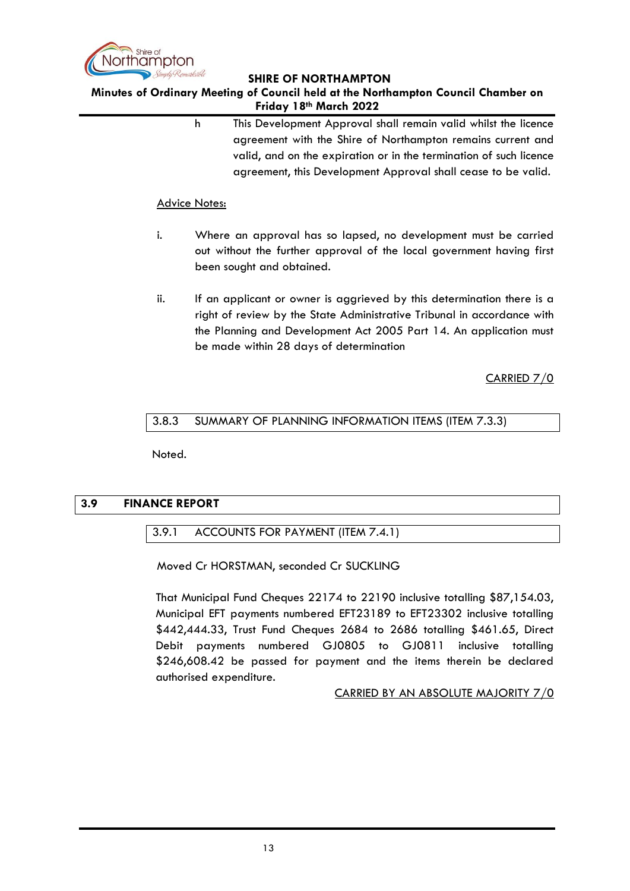h This Development Approval shall remain valid whilst the licence agreement with the Shire of Northampton remains current and valid, and on the expiration or in the termination of such licence agreement, this Development Approval shall cease to be valid.

Advice Notes:

i. Where an approval has so lapsed, no development must be carried out without the further approval of the local government having first been sought and obtained.

ii. If an applicant or owner is aggrieved by this determination there is a right of review by the State Administrative Tribunal in accordance with the Planning and Development Act 2005 Part 14. An application must be made within 28 days of determination

CARRIED 7/0

#### 3.8.3 SUMMARY OF PLANNING INFORMATION ITEMS (ITEM 7.3.3)

Noted.

### 3.9 FINANCE REPORT

#### 3.9.1 ACCOUNTS FOR PAYMENT (ITEM 7.4.1)

Moved Cr HORSTMAN, seconded Cr SUCKLING

That Municipal Fund Cheques 22174 to 22190 inclusive totalling $87,154.03, Municipal EFT payments numbered EFT23189 to EFT23302 inclusive totalling $442,444.33, Trust Fund Cheques 2684 to 2686 totalling $461.65, Direct Debit payments numbered GJ0805 to GJ0811 inclusive totalling $246,608.42 be passed for payment and the items therein be declared authorised expenditure.

CARRIED BY AN ABSOLUTE MAJORITY 7/0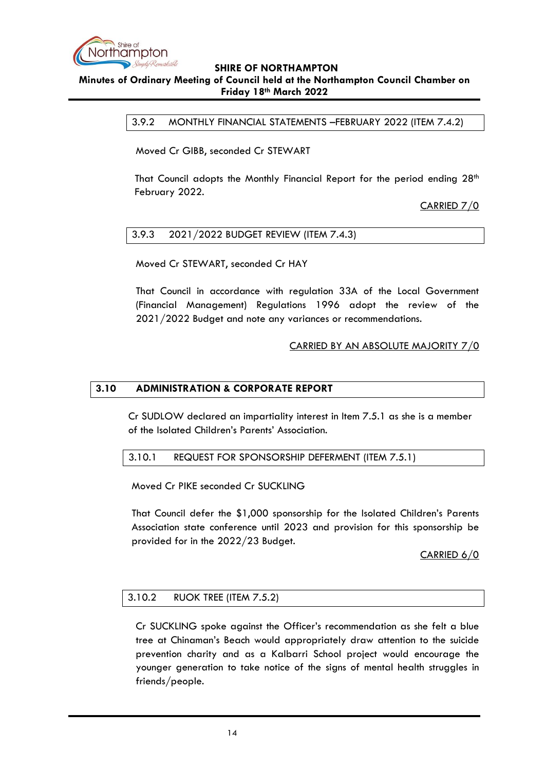### 3.9.2 MONTHLY FINANCIAL STATEMENTS –FEBRUARY 2022 (ITEM 7.4.2)

Moved Cr GIBB, seconded Cr STEWART

That Council adopts the Monthly Financial Report for the period ending 28th February 2022.

CARRIED 7/0

### 3.9.3 2021/2022 BUDGET REVIEW (ITEM 7.4.3)

Moved Cr STEWART, seconded Cr HAY

That Council in accordance with regulation 33A of the Local Government (Financial Management) Regulations 1996 adopt the review of the 2021/2022 Budget and note any variances or recommendations.

CARRIED BY AN ABSOLUTE MAJORITY 7/0

## 3.10 ADMINISTRATION & CORPORATE REPORT

Cr SUDLOW declared an impartiality interest in Item 7.5.1 as she is a member of the Isolated Children's Parents' Association.

### 3.10.1 REQUEST FOR SPONSORSHIP DEFERMENT (ITEM 7.5.1)

Moved Cr PIKE seconded Cr SUCKLING

That Council defer the $1,000 sponsorship for the Isolated Children's Parents Association state conference until 2023 and provision for this sponsorship be provided for in the 2022/23 Budget.

CARRIED 6/0

### 3.10.2 RUOK TREE (ITEM 7.5.2)

Cr SUCKLING spoke against the Officer's recommendation as she felt a blue tree at Chinaman's Beach would appropriately draw attention to the suicide prevention charity and as a Kalbarri School project would encourage the younger generation to take notice of the signs of mental health struggles in friends/people.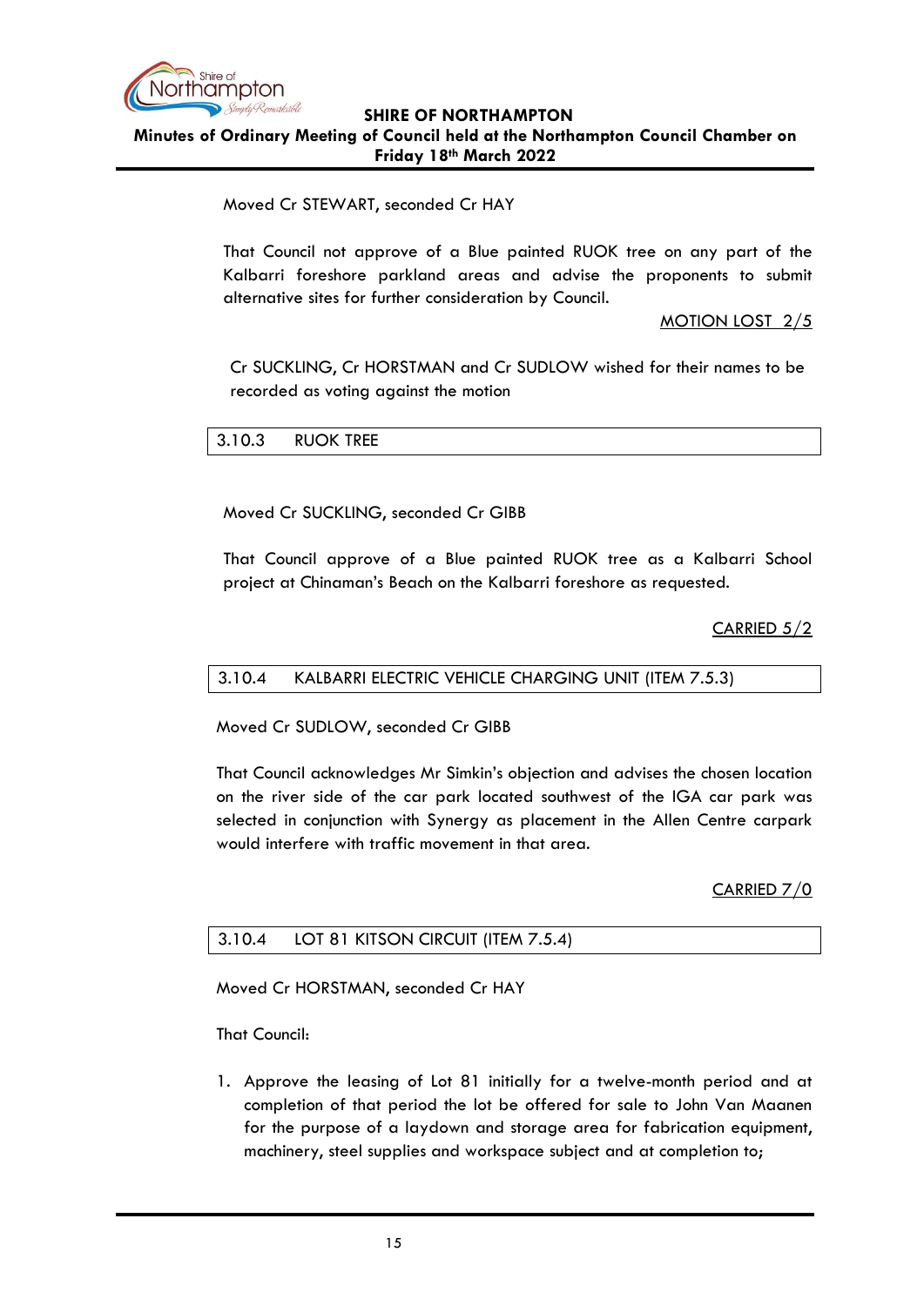Moved Cr STEWART, seconded Cr HAY

That Council not approve of a Blue painted RUOK tree on any part of the Kalbarri foreshore parkland areas and advise the proponents to submit alternative sites for further consideration by Council.

MOTION LOST 2/5

Cr SUCKLING, Cr HORSTMAN and Cr SUDLOW wished for their names to be recorded as voting against the motion

### 3.10.3 RUOK TREE

Moved Cr SUCKLING, seconded Cr GIBB

That Council approve of a Blue painted RUOK tree as a Kalbarri School project at Chinaman's Beach on the Kalbarri foreshore as requested.

CARRIED 5/2

### 3.10.4 KALBARRI ELECTRIC VEHICLE CHARGING UNIT (ITEM 7.5.3)

Moved Cr SUDLOW, seconded Cr GIBB

That Council acknowledges Mr Simkin's objection and advises the chosen location on the river side of the car park located southwest of the IGA car park was selected in conjunction with Synergy as placement in the Allen Centre carpark would interfere with traffic movement in that area.

CARRIED 7/0

### 3.10.4 LOT 81 KITSON CIRCUIT (ITEM 7.5.4)

Moved Cr HORSTMAN, seconded Cr HAY

That Council:

1. Approve the leasing of Lot 81 initially for a twelve-month period and at completion of that period the lot be offered for sale to John Van Maanen for the purpose of a laydown and storage area for fabrication equipment, machinery, steel supplies and workspace subject and at completion to;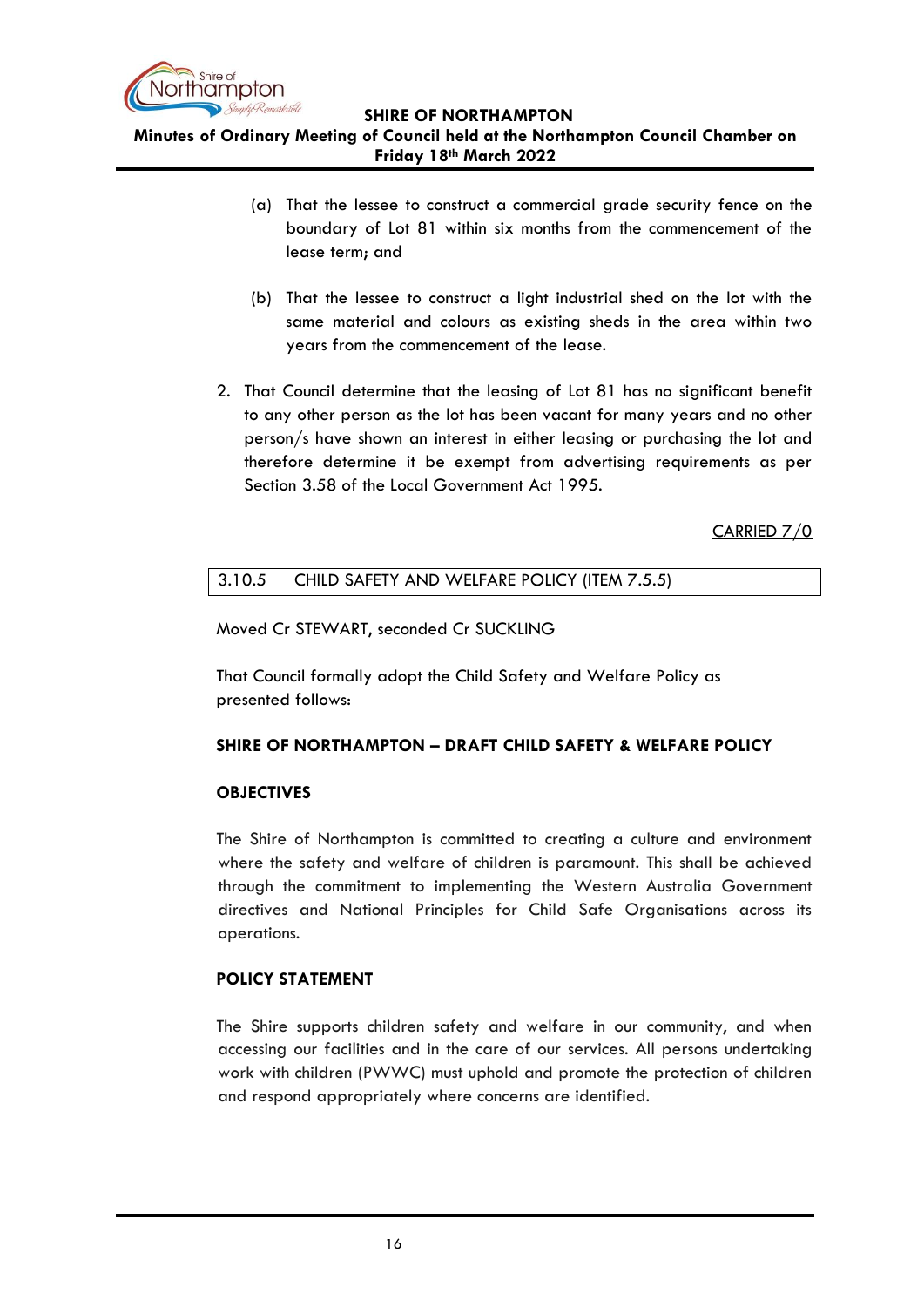(a) That the lessee to construct a commercial grade security fence on the boundary of Lot 81 within six months from the commencement of the lease term; and

(b) That the lessee to construct a light industrial shed on the lot with the same material and colours as existing sheds in the area within two years from the commencement of the lease.

2. That Council determine that the leasing of Lot 81 has no significant benefit to any other person as the lot has been vacant for many years and no other person/s have shown an interest in either leasing or purchasing the lot and therefore determine it be exempt from advertising requirements as per Section 3.58 of the Local Government Act 1995.

CARRIED 7/0

### 3.10.5 CHILD SAFETY AND WELFARE POLICY (ITEM 7.5.5)

Moved Cr STEWART, seconded Cr SUCKLING

That Council formally adopt the Child Safety and Welfare Policy as presented follows:

**SHIRE OF NORTHAMPTON – DRAFT CHILD SAFETY & WELFARE POLICY**

**OBJECTIVES**

The Shire of Northampton is committed to creating a culture and environment where the safety and welfare of children is paramount. This shall be achieved through the commitment to implementing the Western Australia Government directives and National Principles for Child Safe Organisations across its operations.

**POLICY STATEMENT**

The Shire supports children safety and welfare in our community, and when accessing our facilities and in the care of our services. All persons undertaking work with children (PWWC) must uphold and promote the protection of children and respond appropriately where concerns are identified.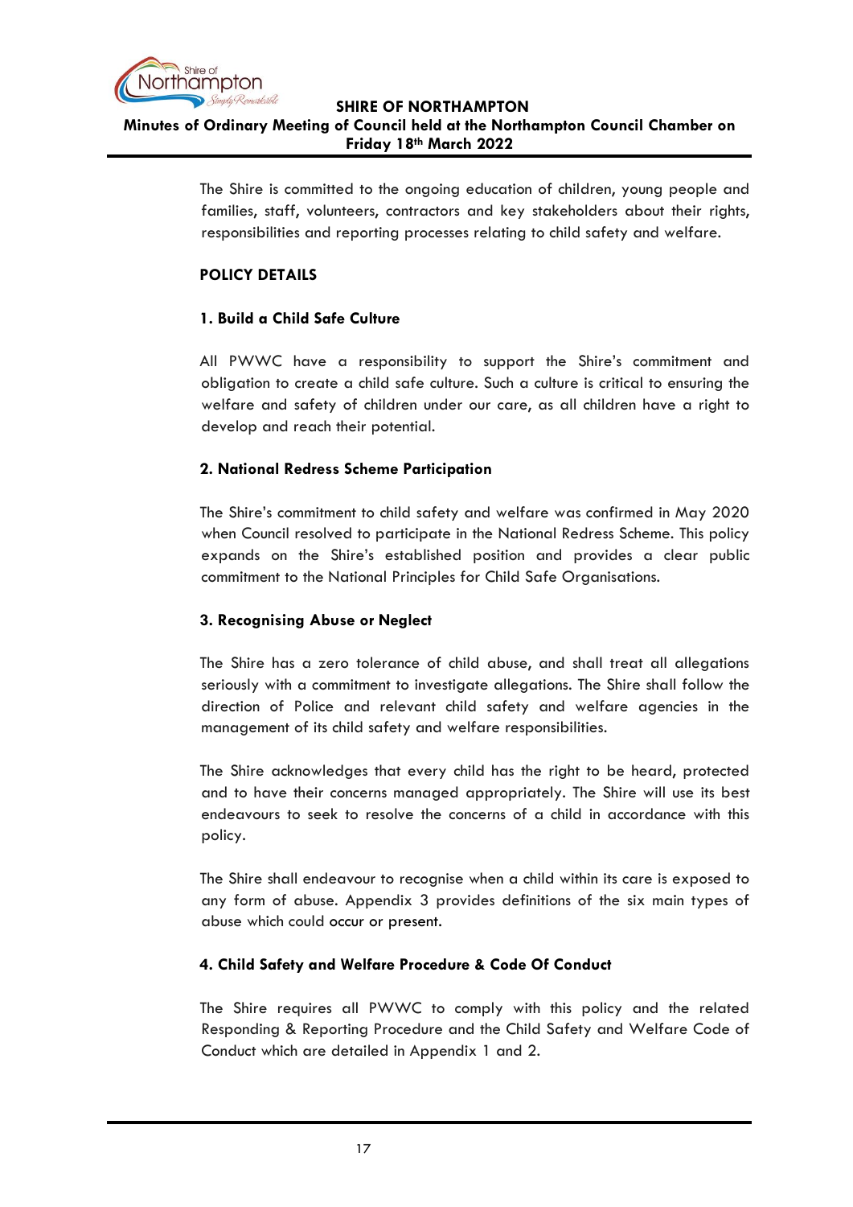The Shire is committed to the ongoing education of children, young people and families, staff, volunteers, contractors and key stakeholders about their rights, responsibilities and reporting processes relating to child safety and welfare.

**POLICY DETAILS**

**1. Build a Child Safe Culture**

All PWWC have a responsibility to support the Shire's commitment and obligation to create a child safe culture. Such a culture is critical to ensuring the welfare and safety of children under our care, as all children have a right to develop and reach their potential.

**2. National Redress Scheme Participation**

The Shire's commitment to child safety and welfare was confirmed in May 2020 when Council resolved to participate in the National Redress Scheme. This policy expands on the Shire's established position and provides a clear public commitment to the National Principles for Child Safe Organisations.

**3. Recognising Abuse or Neglect**

The Shire has a zero tolerance of child abuse, and shall treat all allegations seriously with a commitment to investigate allegations. The Shire shall follow the direction of Police and relevant child safety and welfare agencies in the management of its child safety and welfare responsibilities.

The Shire acknowledges that every child has the right to be heard, protected and to have their concerns managed appropriately. The Shire will use its best endeavours to seek to resolve the concerns of a child in accordance with this policy.

The Shire shall endeavour to recognise when a child within its care is exposed to any form of abuse. Appendix 3 provides definitions of the six main types of abuse which could occur or present.

**4. Child Safety and Welfare Procedure & Code Of Conduct**

The Shire requires all PWWC to comply with this policy and the related Responding & Reporting Procedure and the Child Safety and Welfare Code of Conduct which are detailed in Appendix 1 and 2.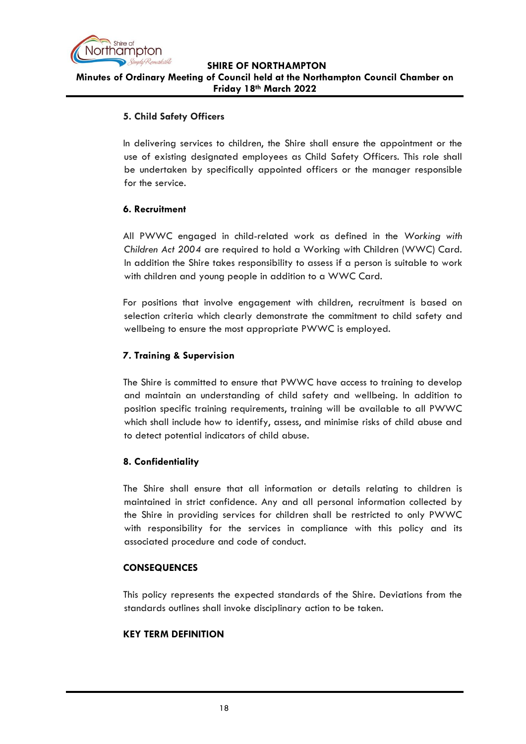**5. Child Safety Officers**

In delivering services to children, the Shire shall ensure the appointment or the use of existing designated employees as Child Safety Officers. This role shall be undertaken by specifically appointed officers or the manager responsible for the service.

**6. Recruitment**

All PWWC engaged in child-related work as defined in the *Working with Children Act 2004* are required to hold a Working with Children (WWC) Card. In addition the Shire takes responsibility to assess if a person is suitable to work with children and young people in addition to a WWC Card.

For positions that involve engagement with children, recruitment is based on selection criteria which clearly demonstrate the commitment to child safety and wellbeing to ensure the most appropriate PWWC is employed.

**7. Training & Supervision**

The Shire is committed to ensure that PWWC have access to training to develop and maintain an understanding of child safety and wellbeing. In addition to position specific training requirements, training will be available to all PWWC which shall include how to identify, assess, and minimise risks of child abuse and to detect potential indicators of child abuse.

**8. Confidentiality**

The Shire shall ensure that all information or details relating to children is maintained in strict confidence. Any and all personal information collected by the Shire in providing services for children shall be restricted to only PWWC with responsibility for the services in compliance with this policy and its associated procedure and code of conduct.

**CONSEQUENCES**

This policy represents the expected standards of the Shire. Deviations from the standards outlines shall invoke disciplinary action to be taken.

**KEY TERM DEFINITION**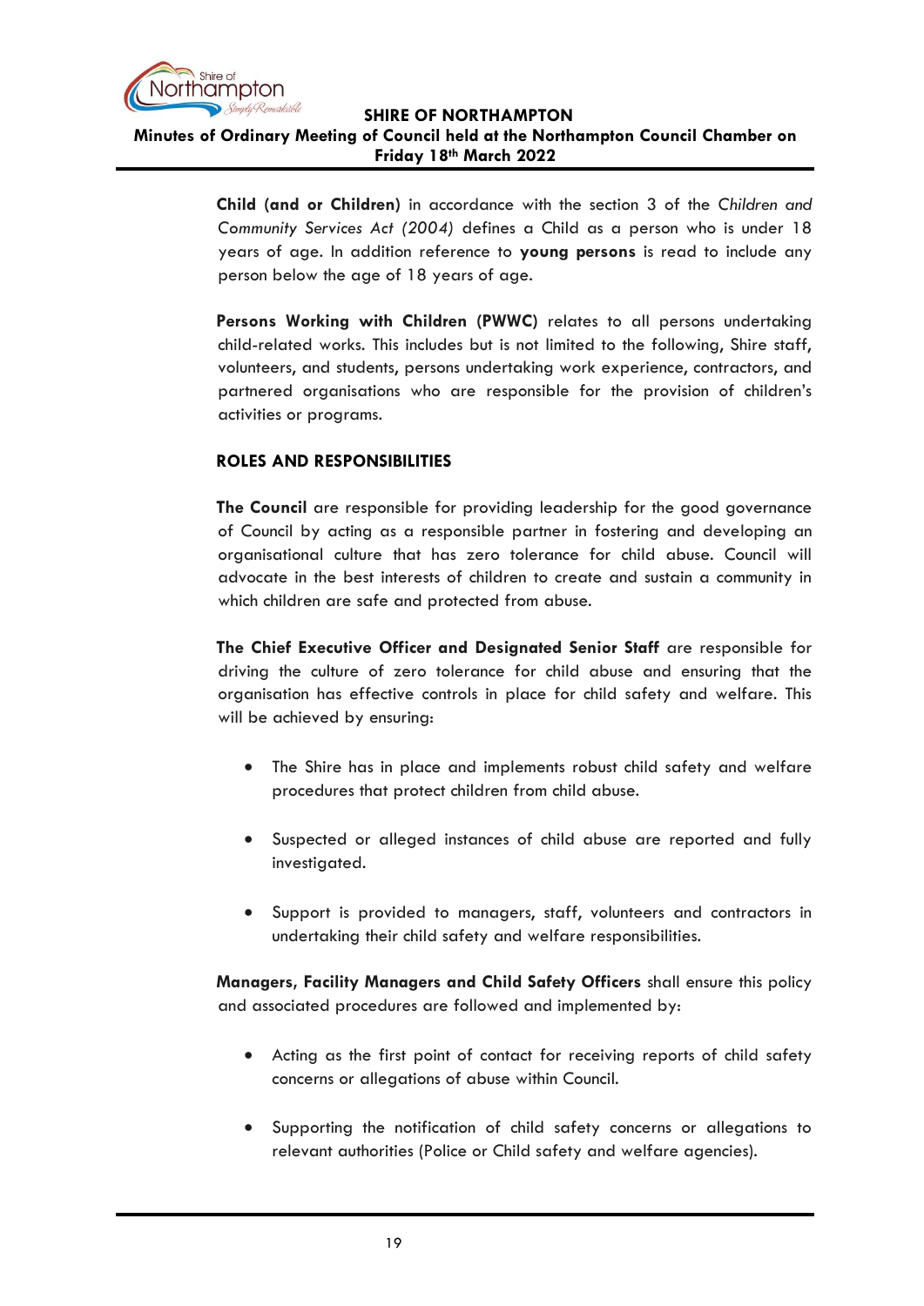**Child (and or Children)** in accordance with the section 3 of the *Children and Community Services Act (2004)* defines a Child as a person who is under 18 years of age. In addition reference to **young persons** is read to include any person below the age of 18 years of age.

**Persons Working with Children (PWWC)** relates to all persons undertaking child-related works. This includes but is not limited to the following, Shire staff, volunteers, and students, persons undertaking work experience, contractors, and partnered organisations who are responsible for the provision of children's activities or programs.

**ROLES AND RESPONSIBILITIES**

**The Council** are responsible for providing leadership for the good governance of Council by acting as a responsible partner in fostering and developing an organisational culture that has zero tolerance for child abuse. Council will advocate in the best interests of children to create and sustain a community in which children are safe and protected from abuse.

**The Chief Executive Officer and Designated Senior Staff** are responsible for driving the culture of zero tolerance for child abuse and ensuring that the organisation has effective controls in place for child safety and welfare. This will be achieved by ensuring:

- The Shire has in place and implements robust child safety and welfare procedures that protect children from child abuse.
- Suspected or alleged instances of child abuse are reported and fully investigated.
- Support is provided to managers, staff, volunteers and contractors in undertaking their child safety and welfare responsibilities.

**Managers, Facility Managers and Child Safety Officers** shall ensure this policy and associated procedures are followed and implemented by:

- Acting as the first point of contact for receiving reports of child safety concerns or allegations of abuse within Council.
- Supporting the notification of child safety concerns or allegations to relevant authorities (Police or Child safety and welfare agencies).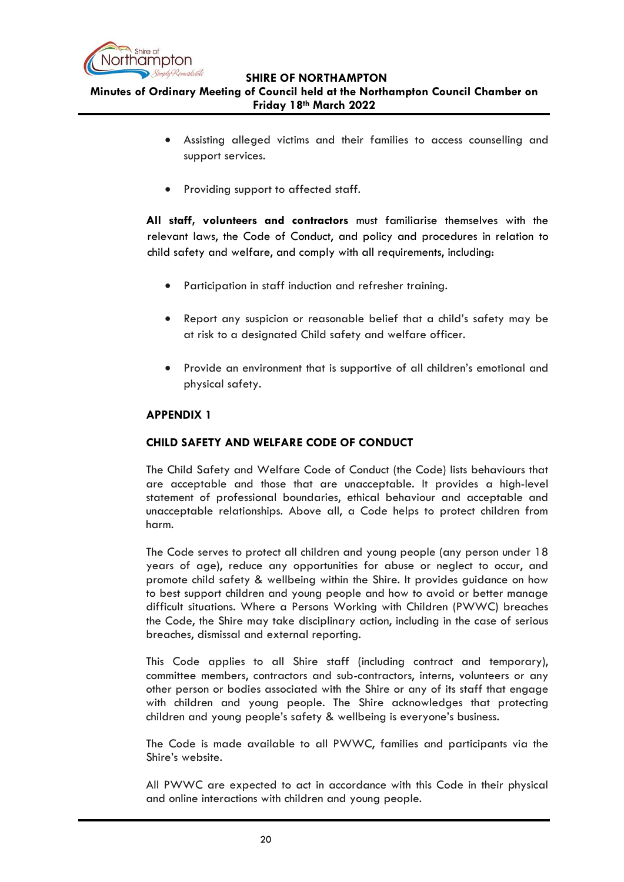- Assisting alleged victims and their families to access counselling and support services.

- Providing support to affected staff.

**All staff, volunteers and contractors** must familiarise themselves with the relevant laws, the Code of Conduct, and policy and procedures in relation to child safety and welfare, and comply with all requirements, including:

- Participation in staff induction and refresher training.

- Report any suspicion or reasonable belief that a child's safety may be at risk to a designated Child safety and welfare officer.

- Provide an environment that is supportive of all children's emotional and physical safety.

**APPENDIX 1**

**CHILD SAFETY AND WELFARE CODE OF CONDUCT**

The Child Safety and Welfare Code of Conduct (the Code) lists behaviours that are acceptable and those that are unacceptable. It provides a high-level statement of professional boundaries, ethical behaviour and acceptable and unacceptable relationships. Above all, a Code helps to protect children from harm.

The Code serves to protect all children and young people (any person under 18 years of age), reduce any opportunities for abuse or neglect to occur, and promote child safety & wellbeing within the Shire. It provides guidance on how to best support children and young people and how to avoid or better manage difficult situations. Where a Persons Working with Children (PWWC) breaches the Code, the Shire may take disciplinary action, including in the case of serious breaches, dismissal and external reporting.

This Code applies to all Shire staff (including contract and temporary), committee members, contractors and sub-contractors, interns, volunteers or any other person or bodies associated with the Shire or any of its staff that engage with children and young people. The Shire acknowledges that protecting children and young people's safety & wellbeing is everyone's business.

The Code is made available to all PWWC, families and participants via the Shire's website.

All PWWC are expected to act in accordance with this Code in their physical and online interactions with children and young people.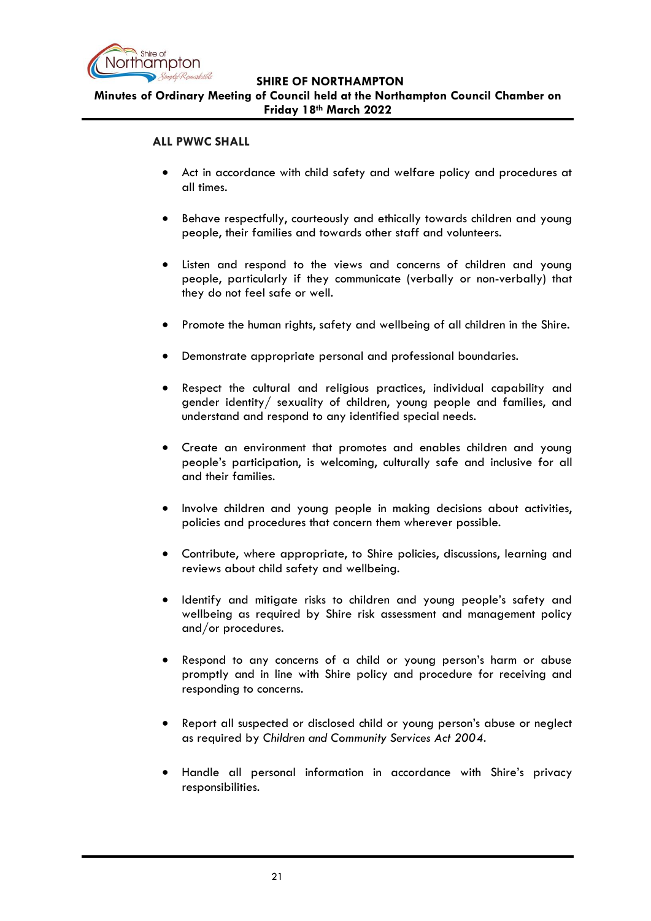**ALL PWWC SHALL**

- Act in accordance with child safety and welfare policy and procedures at all times.
- Behave respectfully, courteously and ethically towards children and young people, their families and towards other staff and volunteers.
- Listen and respond to the views and concerns of children and young people, particularly if they communicate (verbally or non-verbally) that they do not feel safe or well.
- Promote the human rights, safety and wellbeing of all children in the Shire.
- Demonstrate appropriate personal and professional boundaries.
- Respect the cultural and religious practices, individual capability and gender identity/ sexuality of children, young people and families, and understand and respond to any identified special needs.
- Create an environment that promotes and enables children and young people's participation, is welcoming, culturally safe and inclusive for all and their families.
- Involve children and young people in making decisions about activities, policies and procedures that concern them wherever possible.
- Contribute, where appropriate, to Shire policies, discussions, learning and reviews about child safety and wellbeing.
- Identify and mitigate risks to children and young people's safety and wellbeing as required by Shire risk assessment and management policy and/or procedures.
- Respond to any concerns of a child or young person's harm or abuse promptly and in line with Shire policy and procedure for receiving and responding to concerns.
- Report all suspected or disclosed child or young person's abuse or neglect as required by *Children and Community Services Act 2004*.
- Handle all personal information in accordance with Shire's privacy responsibilities.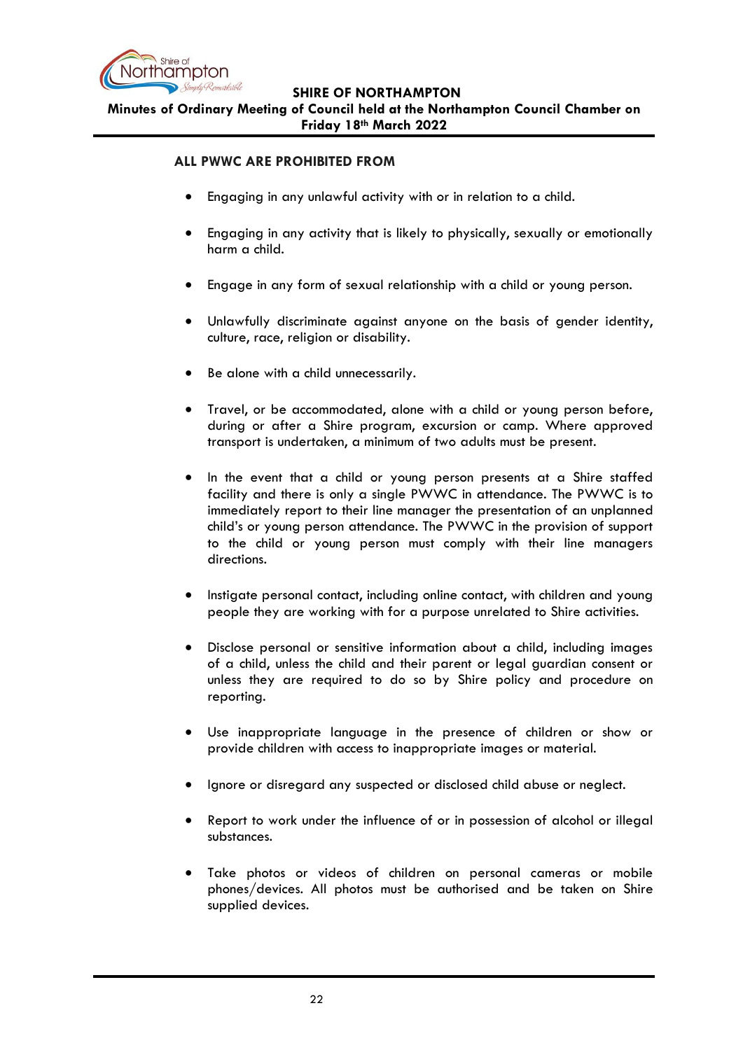**ALL PWWC ARE PROHIBITED FROM**

- Engaging in any unlawful activity with or in relation to a child.
- Engaging in any activity that is likely to physically, sexually or emotionally harm a child.
- Engage in any form of sexual relationship with a child or young person.
- Unlawfully discriminate against anyone on the basis of gender identity, culture, race, religion or disability.
- Be alone with a child unnecessarily.
- Travel, or be accommodated, alone with a child or young person before, during or after a Shire program, excursion or camp. Where approved transport is undertaken, a minimum of two adults must be present.
- In the event that a child or young person presents at a Shire staffed facility and there is only a single PWWC in attendance. The PWWC is to immediately report to their line manager the presentation of an unplanned child's or young person attendance. The PWWC in the provision of support to the child or young person must comply with their line managers directions.
- Instigate personal contact, including online contact, with children and young people they are working with for a purpose unrelated to Shire activities.
- Disclose personal or sensitive information about a child, including images of a child, unless the child and their parent or legal guardian consent or unless they are required to do so by Shire policy and procedure on reporting.
- Use inappropriate language in the presence of children or show or provide children with access to inappropriate images or material.
- Ignore or disregard any suspected or disclosed child abuse or neglect.
- Report to work under the influence of or in possession of alcohol or illegal substances.
- Take photos or videos of children on personal cameras or mobile phones/devices. All photos must be authorised and be taken on Shire supplied devices.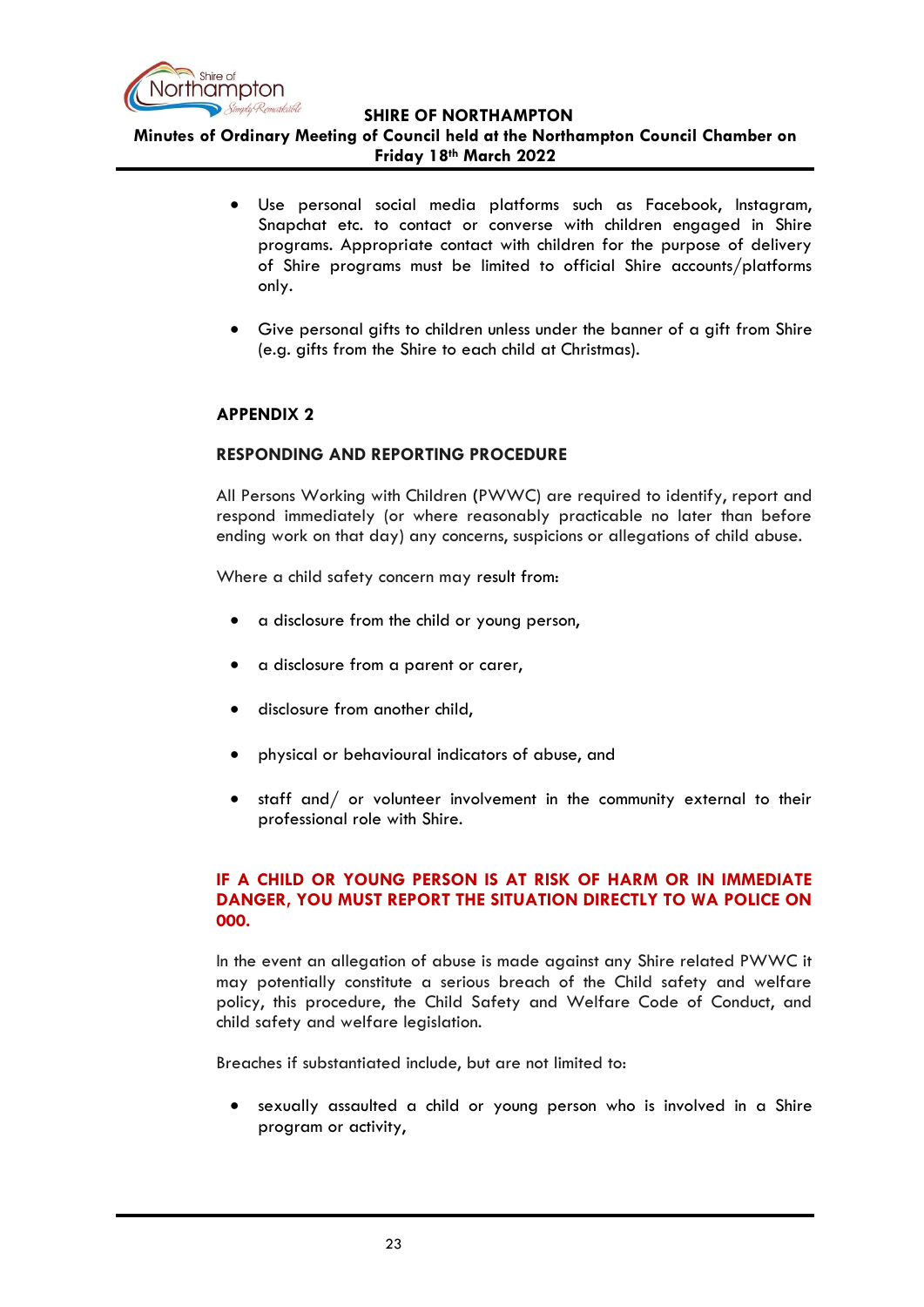- Use personal social media platforms such as Facebook, Instagram, Snapchat etc. to contact or converse with children engaged in Shire programs. Appropriate contact with children for the purpose of delivery of Shire programs must be limited to official Shire accounts/platforms only.

- Give personal gifts to children unless under the banner of a gift from Shire (e.g. gifts from the Shire to each child at Christmas).

## APPENDIX 2

### RESPONDING AND REPORTING PROCEDURE

All Persons Working with Children (PWWC) are required to identify, report and respond immediately (or where reasonably practicable no later than before ending work on that day) any concerns, suspicions or allegations of child abuse.

Where a child safety concern may result from:

- a disclosure from the child or young person,

- a disclosure from a parent or carer,

- disclosure from another child,

- physical or behavioural indicators of abuse, and

- staff and/ or volunteer involvement in the community external to their professional role with Shire.

**IF A CHILD OR YOUNG PERSON IS AT RISK OF HARM OR IN IMMEDIATE DANGER, YOU MUST REPORT THE SITUATION DIRECTLY TO WA POLICE ON 000.**

In the event an allegation of abuse is made against any Shire related PWWC it may potentially constitute a serious breach of the Child safety and welfare policy, this procedure, the Child Safety and Welfare Code of Conduct, and child safety and welfare legislation.

Breaches if substantiated include, but are not limited to:

- sexually assaulted a child or young person who is involved in a Shire program or activity,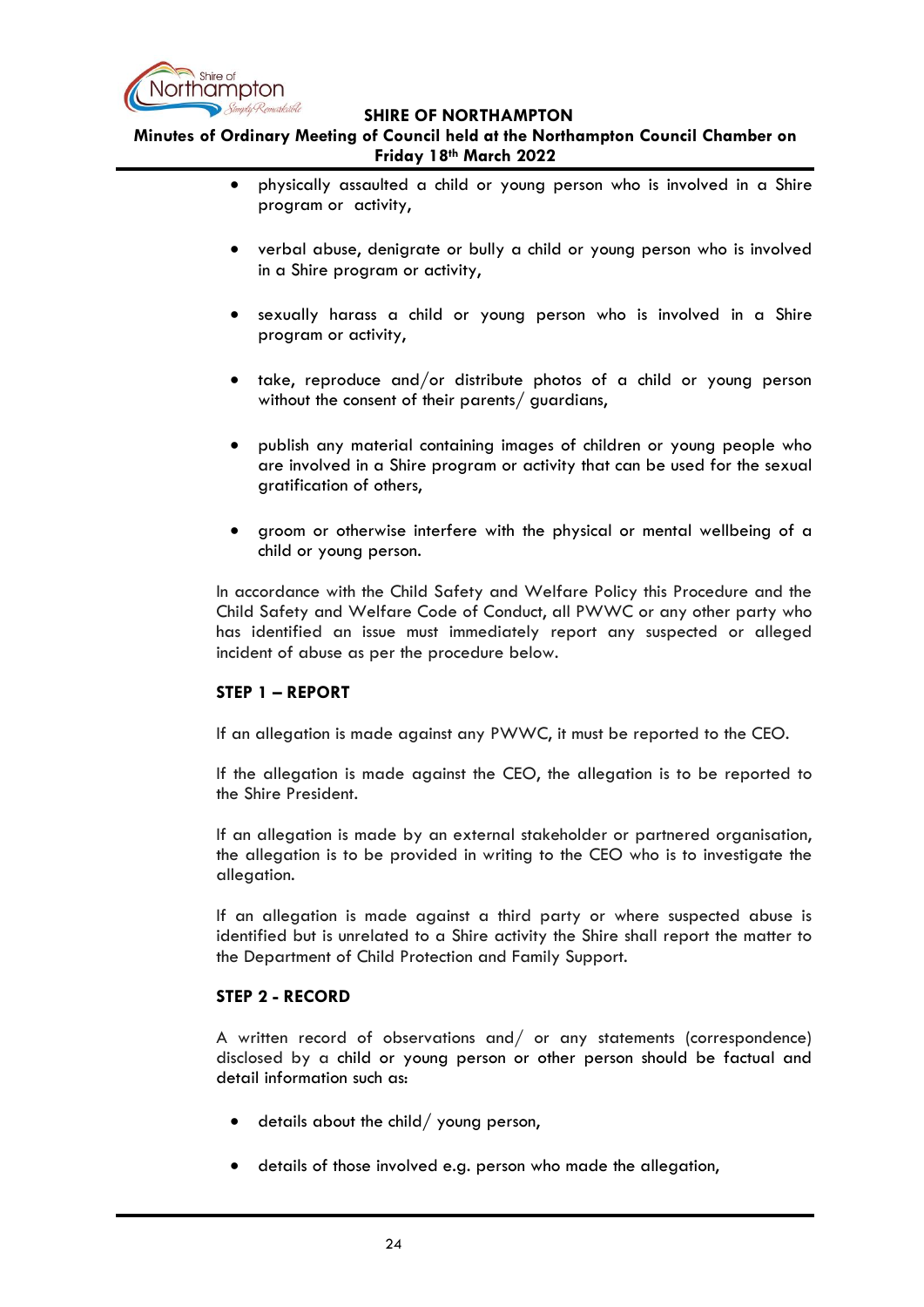- physically assaulted a child or young person who is involved in a Shire program or activity,

- verbal abuse, denigrate or bully a child or young person who is involved in a Shire program or activity,

- sexually harass a child or young person who is involved in a Shire program or activity,

- take, reproduce and/or distribute photos of a child or young person without the consent of their parents/ guardians,

- publish any material containing images of children or young people who are involved in a Shire program or activity that can be used for the sexual gratification of others,

- groom or otherwise interfere with the physical or mental wellbeing of a child or young person.

In accordance with the Child Safety and Welfare Policy this Procedure and the Child Safety and Welfare Code of Conduct, all PWWC or any other party who has identified an issue must immediately report any suspected or alleged incident of abuse as per the procedure below.

**STEP 1 – REPORT**

If an allegation is made against any PWWC, it must be reported to the CEO.

If the allegation is made against the CEO, the allegation is to be reported to the Shire President.

If an allegation is made by an external stakeholder or partnered organisation, the allegation is to be provided in writing to the CEO who is to investigate the allegation.

If an allegation is made against a third party or where suspected abuse is identified but is unrelated to a Shire activity the Shire shall report the matter to the Department of Child Protection and Family Support.

**STEP 2 - RECORD**

A written record of observations and/ or any statements (correspondence) disclosed by a child or young person or other person should be factual and detail information such as:

- details about the child/ young person,

- details of those involved e.g. person who made the allegation,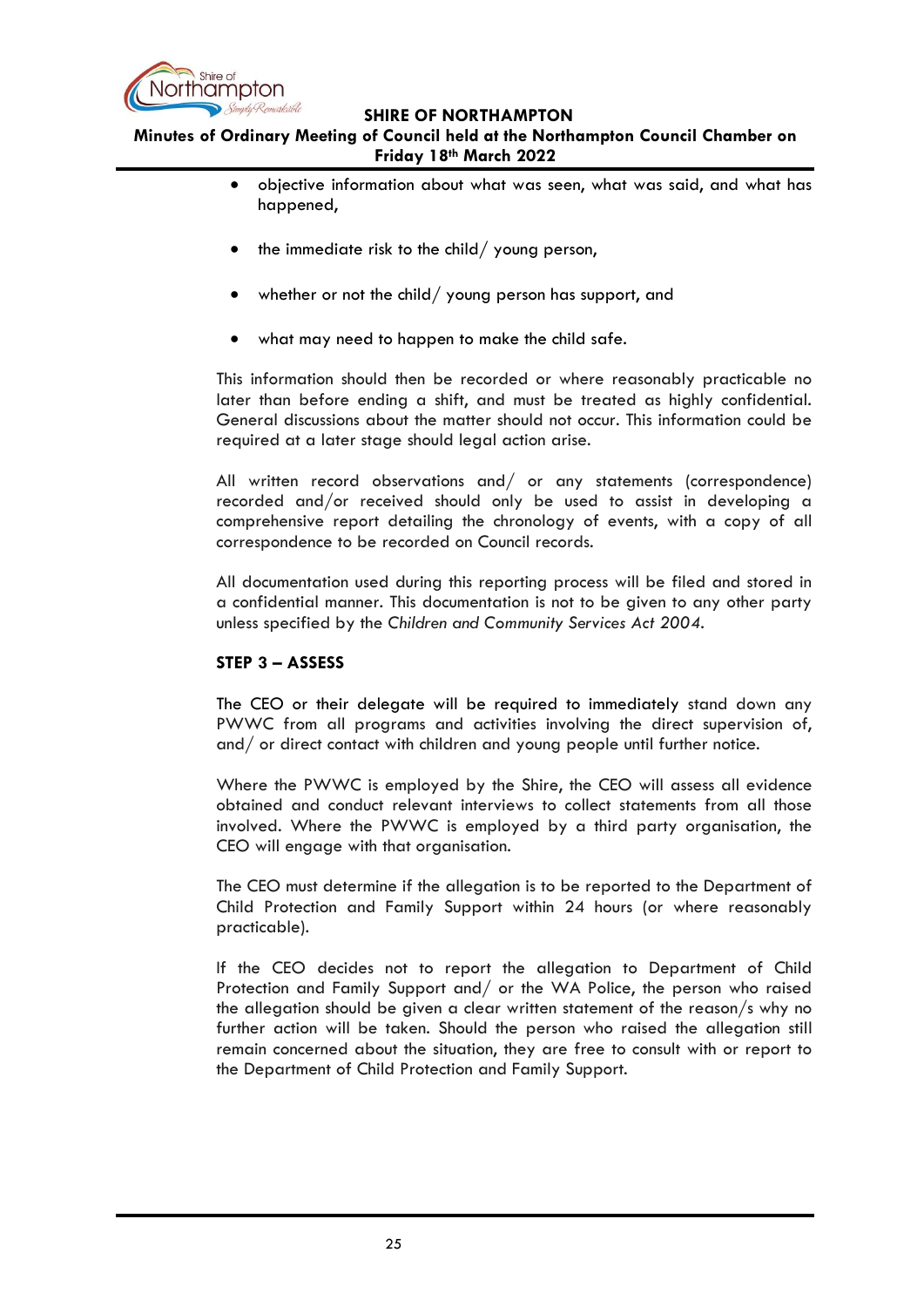- objective information about what was seen, what was said, and what has happened,
- the immediate risk to the child/ young person,
- whether or not the child/ young person has support, and
- what may need to happen to make the child safe.

This information should then be recorded or where reasonably practicable no later than before ending a shift, and must be treated as highly confidential. General discussions about the matter should not occur. This information could be required at a later stage should legal action arise.

All written record observations and/ or any statements (correspondence) recorded and/or received should only be used to assist in developing a comprehensive report detailing the chronology of events, with a copy of all correspondence to be recorded on Council records.

All documentation used during this reporting process will be filed and stored in a confidential manner. This documentation is not to be given to any other party unless specified by the *Children and Community Services Act 2004*.

**STEP 3 – ASSESS**

The CEO or their delegate will be required to immediately stand down any PWWC from all programs and activities involving the direct supervision of, and/ or direct contact with children and young people until further notice.

Where the PWWC is employed by the Shire, the CEO will assess all evidence obtained and conduct relevant interviews to collect statements from all those involved. Where the PWWC is employed by a third party organisation, the CEO will engage with that organisation.

The CEO must determine if the allegation is to be reported to the Department of Child Protection and Family Support within 24 hours (or where reasonably practicable).

If the CEO decides not to report the allegation to Department of Child Protection and Family Support and/ or the WA Police, the person who raised the allegation should be given a clear written statement of the reason/s why no further action will be taken. Should the person who raised the allegation still remain concerned about the situation, they are free to consult with or report to the Department of Child Protection and Family Support.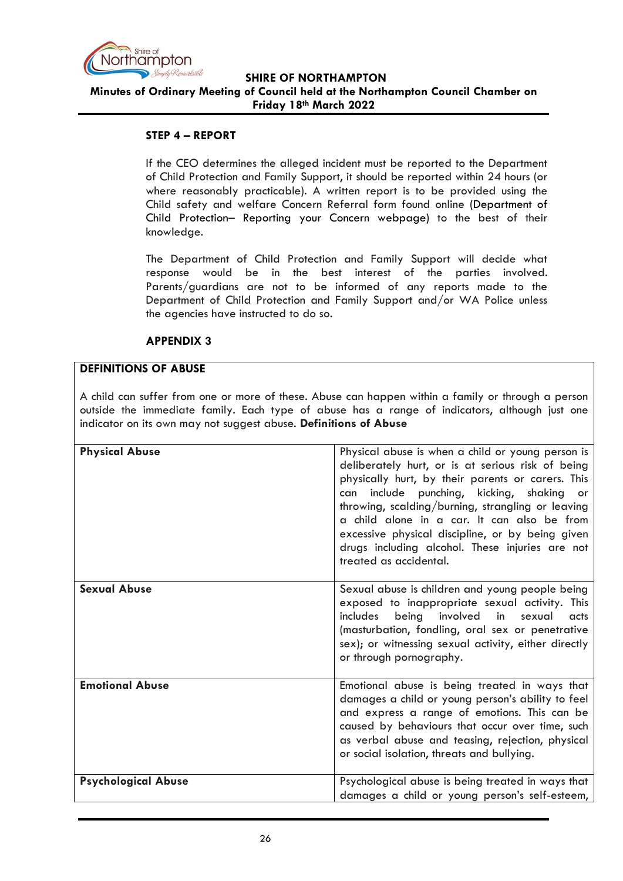**STEP 4 – REPORT**

If the CEO determines the alleged incident must be reported to the Department of Child Protection and Family Support, it should be reported within 24 hours (or where reasonably practicable). A written report is to be provided using the Child safety and welfare Concern Referral form found online (Department of Child Protection– Reporting your Concern webpage) to the best of their knowledge.

The Department of Child Protection and Family Support will decide what response would be in the best interest of the parties involved. Parents/guardians are not to be informed of any reports made to the Department of Child Protection and Family Support and/or WA Police unless the agencies have instructed to do so.

**APPENDIX 3**

**DEFINITIONS OF ABUSE**

A child can suffer from one or more of these. Abuse can happen within a family or through a person outside the immediate family. Each type of abuse has a range of indicators, although just one indicator on its own may not suggest abuse. **Definitions of Abuse**

| | |
|---|---|
| **Physical Abuse** | Physical abuse is when a child or young person is deliberately hurt, or is at serious risk of being physically hurt, by their parents or carers. This can include punching, kicking, shaking or throwing, scalding/burning, strangling or leaving a child alone in a car. It can also be from excessive physical discipline, or by being given drugs including alcohol. These injuries are not treated as accidental. |
| **Sexual Abuse** | Sexual abuse is children and young people being exposed to inappropriate sexual activity. This includes being involved in sexual acts (masturbation, fondling, oral sex or penetrative sex); or witnessing sexual activity, either directly or through pornography. |
| **Emotional Abuse** | Emotional abuse is being treated in ways that damages a child or young person's ability to feel and express a range of emotions. This can be caused by behaviours that occur over time, such as verbal abuse and teasing, rejection, physical or social isolation, threats and bullying. |
| **Psychological Abuse** | Psychological abuse is being treated in ways that damages a child or young person's self-esteem, |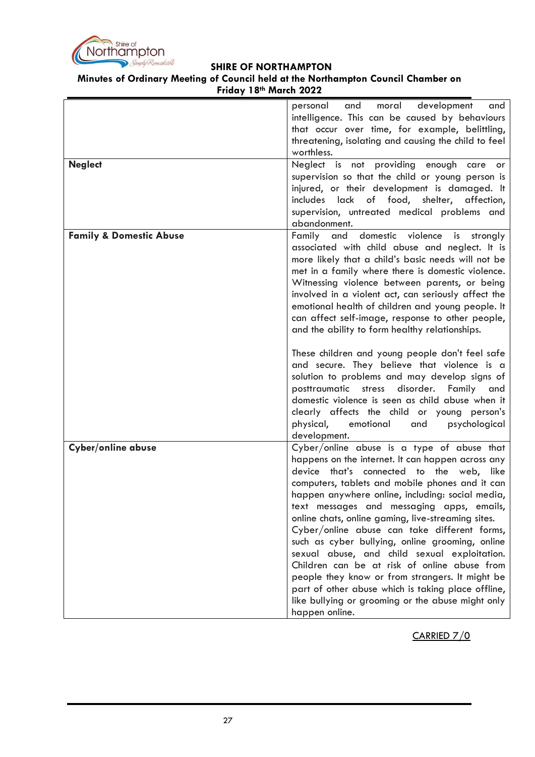| | |
|---|---|
| | personal and moral development and intelligence. This can be caused by behaviours that occur over time, for example, belittling, threatening, isolating and causing the child to feel worthless. |
| **Neglect** | Neglect is not providing enough care or supervision so that the child or young person is injured, or their development is damaged. It includes lack of food, shelter, affection, supervision, untreated medical problems and abandonment. |
| **Family & Domestic Abuse** | Family and domestic violence is strongly associated with child abuse and neglect. It is more likely that a child's basic needs will not be met in a family where there is domestic violence. Witnessing violence between parents, or being involved in a violent act, can seriously affect the emotional health of children and young people. It can affect self-image, response to other people, and the ability to form healthy relationships.<br><br>These children and young people don't feel safe and secure. They believe that violence is a solution to problems and may develop signs of posttraumatic stress disorder. Family and domestic violence is seen as child abuse when it clearly affects the child or young person's physical, emotional and psychological development. |
| **Cyber/online abuse** | Cyber/online abuse is a type of abuse that happens on the internet. It can happen across any device that's connected to the web, like computers, tablets and mobile phones and it can happen anywhere online, including: social media, text messages and messaging apps, emails, online chats, online gaming, live-streaming sites. Cyber/online abuse can take different forms, such as cyber bullying, online grooming, online sexual abuse, and child sexual exploitation. Children can be at risk of online abuse from people they know or from strangers. It might be part of other abuse which is taking place offline, like bullying or grooming or the abuse might only happen online. |

CARRIED 7/0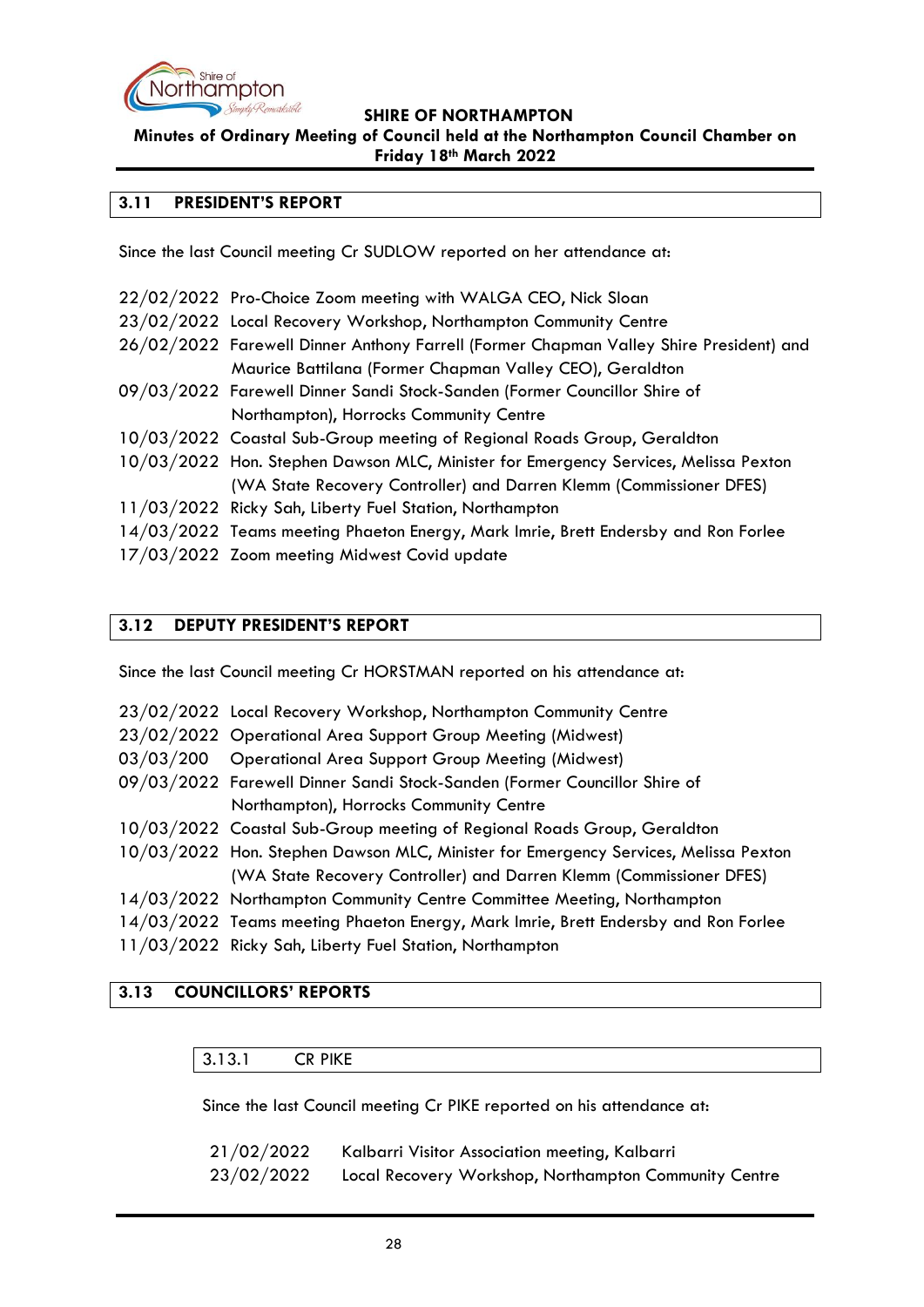## 3.11 PRESIDENT'S REPORT

Since the last Council meeting Cr SUDLOW reported on her attendance at:

22/02/2022 Pro-Choice Zoom meeting with WALGA CEO, Nick Sloan
23/02/2022 Local Recovery Workshop, Northampton Community Centre
26/02/2022 Farewell Dinner Anthony Farrell (Former Chapman Valley Shire President) and Maurice Battilana (Former Chapman Valley CEO), Geraldton
09/03/2022 Farewell Dinner Sandi Stock-Sanden (Former Councillor Shire of Northampton), Horrocks Community Centre
10/03/2022 Coastal Sub-Group meeting of Regional Roads Group, Geraldton
10/03/2022 Hon. Stephen Dawson MLC, Minister for Emergency Services, Melissa Pexton (WA State Recovery Controller) and Darren Klemm (Commissioner DFES)
11/03/2022 Ricky Sah, Liberty Fuel Station, Northampton
14/03/2022 Teams meeting Phaeton Energy, Mark Imrie, Brett Endersby and Ron Forlee
17/03/2022 Zoom meeting Midwest Covid update

## 3.12 DEPUTY PRESIDENT'S REPORT

Since the last Council meeting Cr HORSTMAN reported on his attendance at:

23/02/2022 Local Recovery Workshop, Northampton Community Centre
23/02/2022 Operational Area Support Group Meeting (Midwest)
03/03/200 Operational Area Support Group Meeting (Midwest)
09/03/2022 Farewell Dinner Sandi Stock-Sanden (Former Councillor Shire of Northampton), Horrocks Community Centre
10/03/2022 Coastal Sub-Group meeting of Regional Roads Group, Geraldton
10/03/2022 Hon. Stephen Dawson MLC, Minister for Emergency Services, Melissa Pexton (WA State Recovery Controller) and Darren Klemm (Commissioner DFES)
14/03/2022 Northampton Community Centre Committee Meeting, Northampton
14/03/2022 Teams meeting Phaeton Energy, Mark Imrie, Brett Endersby and Ron Forlee
11/03/2022 Ricky Sah, Liberty Fuel Station, Northampton

## 3.13 COUNCILLORS' REPORTS

### 3.13.1 CR PIKE

Since the last Council meeting Cr PIKE reported on his attendance at:

21/02/2022 Kalbarri Visitor Association meeting, Kalbarri
23/02/2022 Local Recovery Workshop, Northampton Community Centre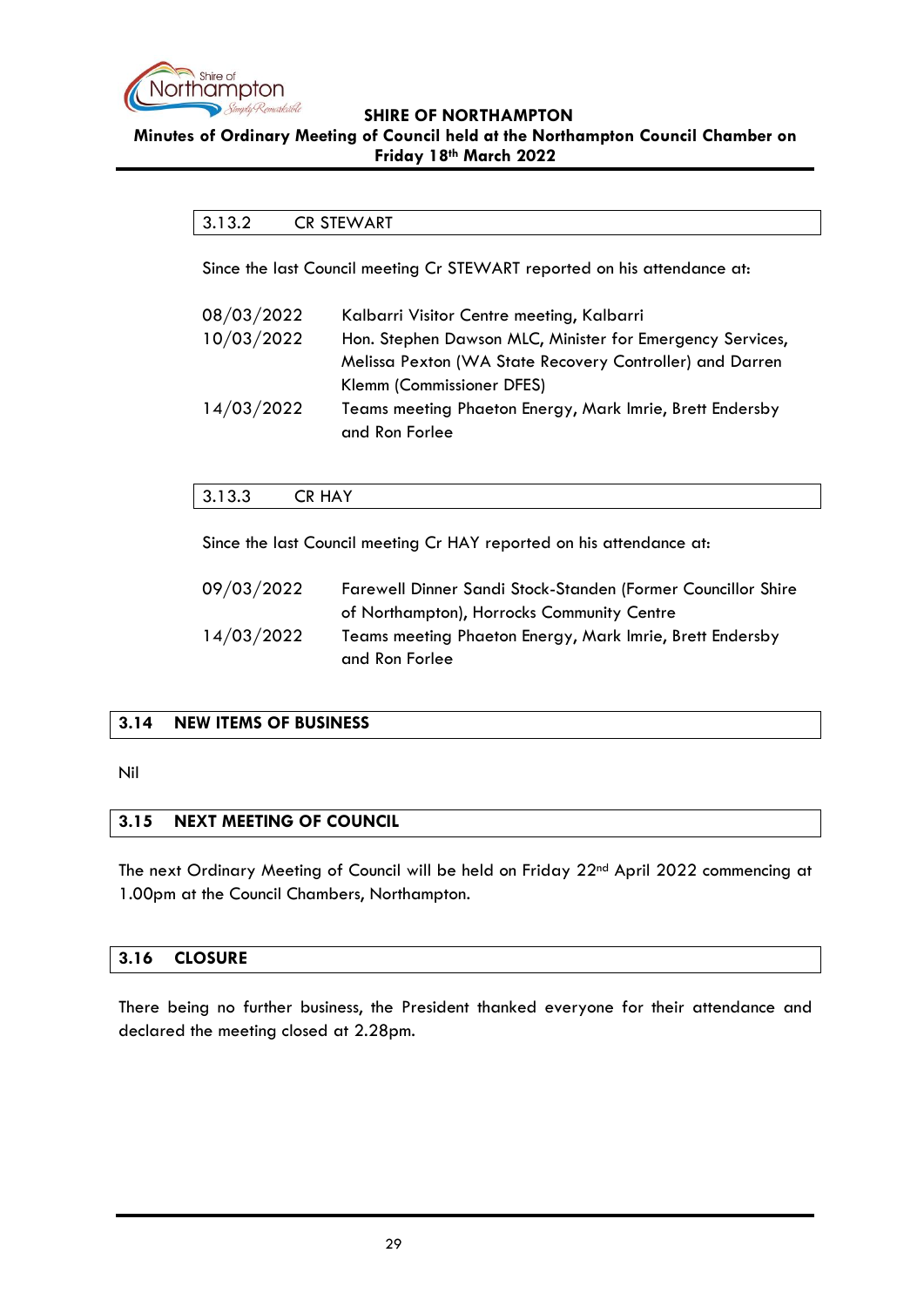### 3.13.2 CR STEWART

Since the last Council meeting Cr STEWART reported on his attendance at:

| | |
|---|---|
| 08/03/2022 | Kalbarri Visitor Centre meeting, Kalbarri |
| 10/03/2022 | Hon. Stephen Dawson MLC, Minister for Emergency Services, Melissa Pexton (WA State Recovery Controller) and Darren Klemm (Commissioner DFES) |
| 14/03/2022 | Teams meeting Phaeton Energy, Mark Imrie, Brett Endersby and Ron Forlee |

### 3.13.3 CR HAY

Since the last Council meeting Cr HAY reported on his attendance at:

| | |
|---|---|
| 09/03/2022 | Farewell Dinner Sandi Stock-Standen (Former Councillor Shire of Northampton), Horrocks Community Centre |
| 14/03/2022 | Teams meeting Phaeton Energy, Mark Imrie, Brett Endersby and Ron Forlee |

## 3.14 NEW ITEMS OF BUSINESS

Nil

## 3.15 NEXT MEETING OF COUNCIL

The next Ordinary Meeting of Council will be held on Friday 22nd April 2022 commencing at 1.00pm at the Council Chambers, Northampton.

## 3.16 CLOSURE

There being no further business, the President thanked everyone for their attendance and declared the meeting closed at 2.28pm.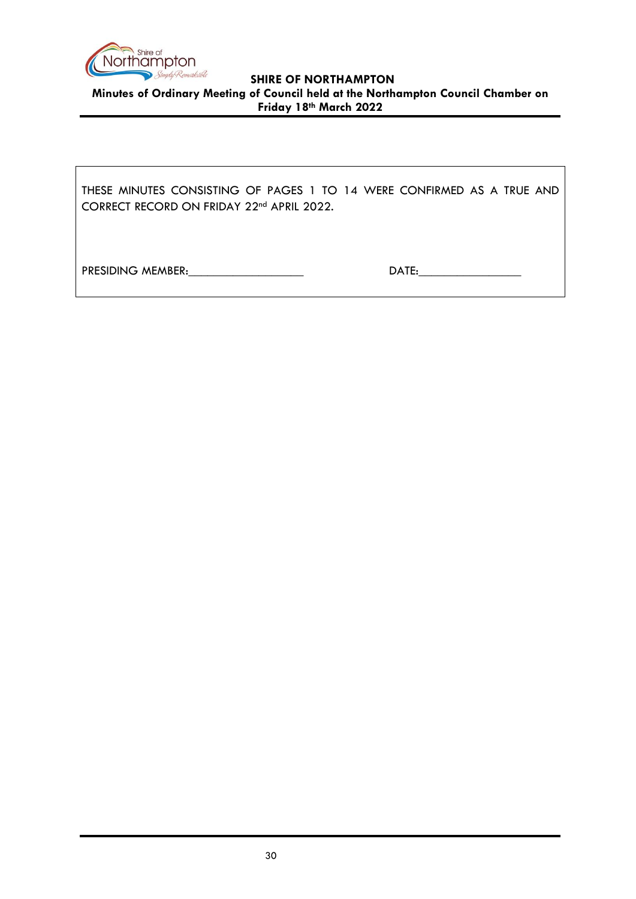THESE MINUTES CONSISTING OF PAGES 1 TO 14 WERE CONFIRMED AS A TRUE AND CORRECT RECORD ON FRIDAY 22nd APRIL 2022.

PRESIDING MEMBER:\_\_\_\_\_\_\_\_\_\_\_\_\_\_\_\_\_\_\_ DATE:\_\_\_\_\_\_\_\_\_\_\_\_\_\_\_\_\_